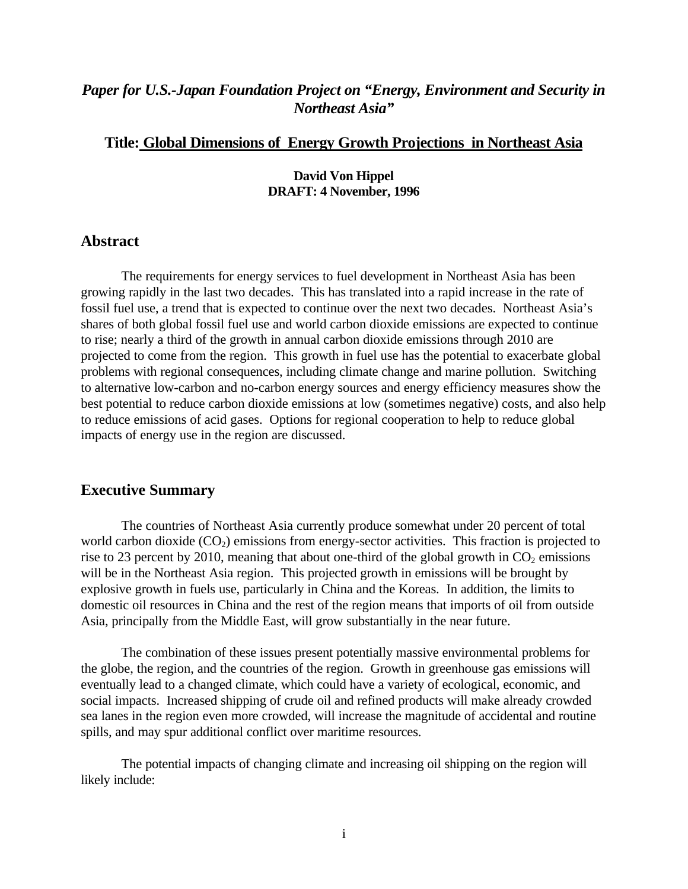*Paper for U.S.-Japan Foundation Project on "Energy, Environment and Security in Northeast Asia"*

## Title: Global Dimensions of Energy Growth Projections in Northeast Asia

**David Von Hippel**
**DRAFT: 4 November, 1996**

## Abstract

The requirements for energy services to fuel development in Northeast Asia has been growing rapidly in the last two decades. This has translated into a rapid increase in the rate of fossil fuel use, a trend that is expected to continue over the next two decades. Northeast Asia's shares of both global fossil fuel use and world carbon dioxide emissions are expected to continue to rise; nearly a third of the growth in annual carbon dioxide emissions through 2010 are projected to come from the region. This growth in fuel use has the potential to exacerbate global problems with regional consequences, including climate change and marine pollution. Switching to alternative low-carbon and no-carbon energy sources and energy efficiency measures show the best potential to reduce carbon dioxide emissions at low (sometimes negative) costs, and also help to reduce emissions of acid gases. Options for regional cooperation to help to reduce global impacts of energy use in the region are discussed.

## Executive Summary

The countries of Northeast Asia currently produce somewhat under 20 percent of total world carbon dioxide ($CO_2$) emissions from energy-sector activities. This fraction is projected to rise to 23 percent by 2010, meaning that about one-third of the global growth in $CO_2$ emissions will be in the Northeast Asia region. This projected growth in emissions will be brought by explosive growth in fuels use, particularly in China and the Koreas. In addition, the limits to domestic oil resources in China and the rest of the region means that imports of oil from outside Asia, principally from the Middle East, will grow substantially in the near future.

The combination of these issues present potentially massive environmental problems for the globe, the region, and the countries of the region. Growth in greenhouse gas emissions will eventually lead to a changed climate, which could have a variety of ecological, economic, and social impacts. Increased shipping of crude oil and refined products will make already crowded sea lanes in the region even more crowded, will increase the magnitude of accidental and routine spills, and may spur additional conflict over maritime resources.

The potential impacts of changing climate and increasing oil shipping on the region will likely include: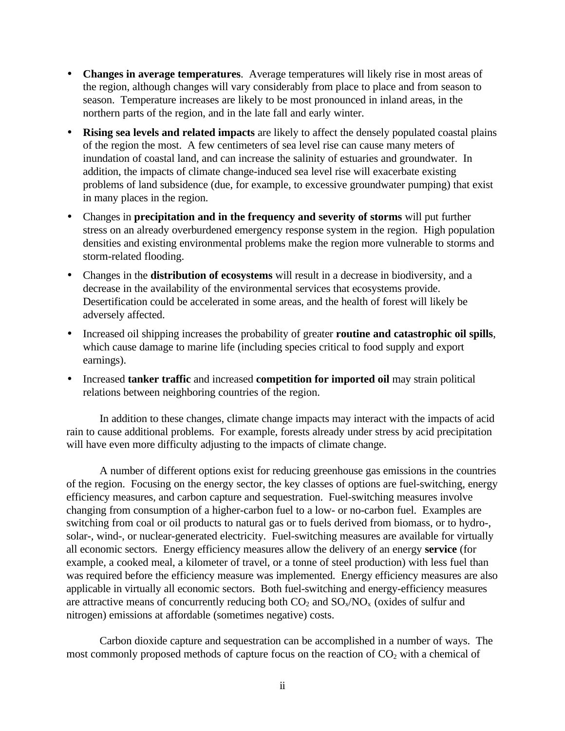- **Changes in average temperatures**. Average temperatures will likely rise in most areas of the region, although changes will vary considerably from place to place and from season to season. Temperature increases are likely to be most pronounced in inland areas, in the northern parts of the region, and in the late fall and early winter.
- **Rising sea levels and related impacts** are likely to affect the densely populated coastal plains of the region the most. A few centimeters of sea level rise can cause many meters of inundation of coastal land, and can increase the salinity of estuaries and groundwater. In addition, the impacts of climate change-induced sea level rise will exacerbate existing problems of land subsidence (due, for example, to excessive groundwater pumping) that exist in many places in the region.
- Changes in **precipitation and in the frequency and severity of storms** will put further stress on an already overburdened emergency response system in the region. High population densities and existing environmental problems make the region more vulnerable to storms and storm-related flooding.
- Changes in the **distribution of ecosystems** will result in a decrease in biodiversity, and a decrease in the availability of the environmental services that ecosystems provide. Desertification could be accelerated in some areas, and the health of forest will likely be adversely affected.
- Increased oil shipping increases the probability of greater **routine and catastrophic oil spills**, which cause damage to marine life (including species critical to food supply and export earnings).
- Increased **tanker traffic** and increased **competition for imported oil** may strain political relations between neighboring countries of the region.

In addition to these changes, climate change impacts may interact with the impacts of acid rain to cause additional problems. For example, forests already under stress by acid precipitation will have even more difficulty adjusting to the impacts of climate change.

A number of different options exist for reducing greenhouse gas emissions in the countries of the region. Focusing on the energy sector, the key classes of options are fuel-switching, energy efficiency measures, and carbon capture and sequestration. Fuel-switching measures involve changing from consumption of a higher-carbon fuel to a low- or no-carbon fuel. Examples are switching from coal or oil products to natural gas or to fuels derived from biomass, or to hydro-, solar-, wind-, or nuclear-generated electricity. Fuel-switching measures are available for virtually all economic sectors. Energy efficiency measures allow the delivery of an energy **service** (for example, a cooked meal, a kilometer of travel, or a tonne of steel production) with less fuel than was required before the efficiency measure was implemented. Energy efficiency measures are also applicable in virtually all economic sectors. Both fuel-switching and energy-efficiency measures are attractive means of concurrently reducing both $CO_2$ and $SO_x/NO_x$ (oxides of sulfur and nitrogen) emissions at affordable (sometimes negative) costs.

Carbon dioxide capture and sequestration can be accomplished in a number of ways. The most commonly proposed methods of capture focus on the reaction of $CO_2$ with a chemical of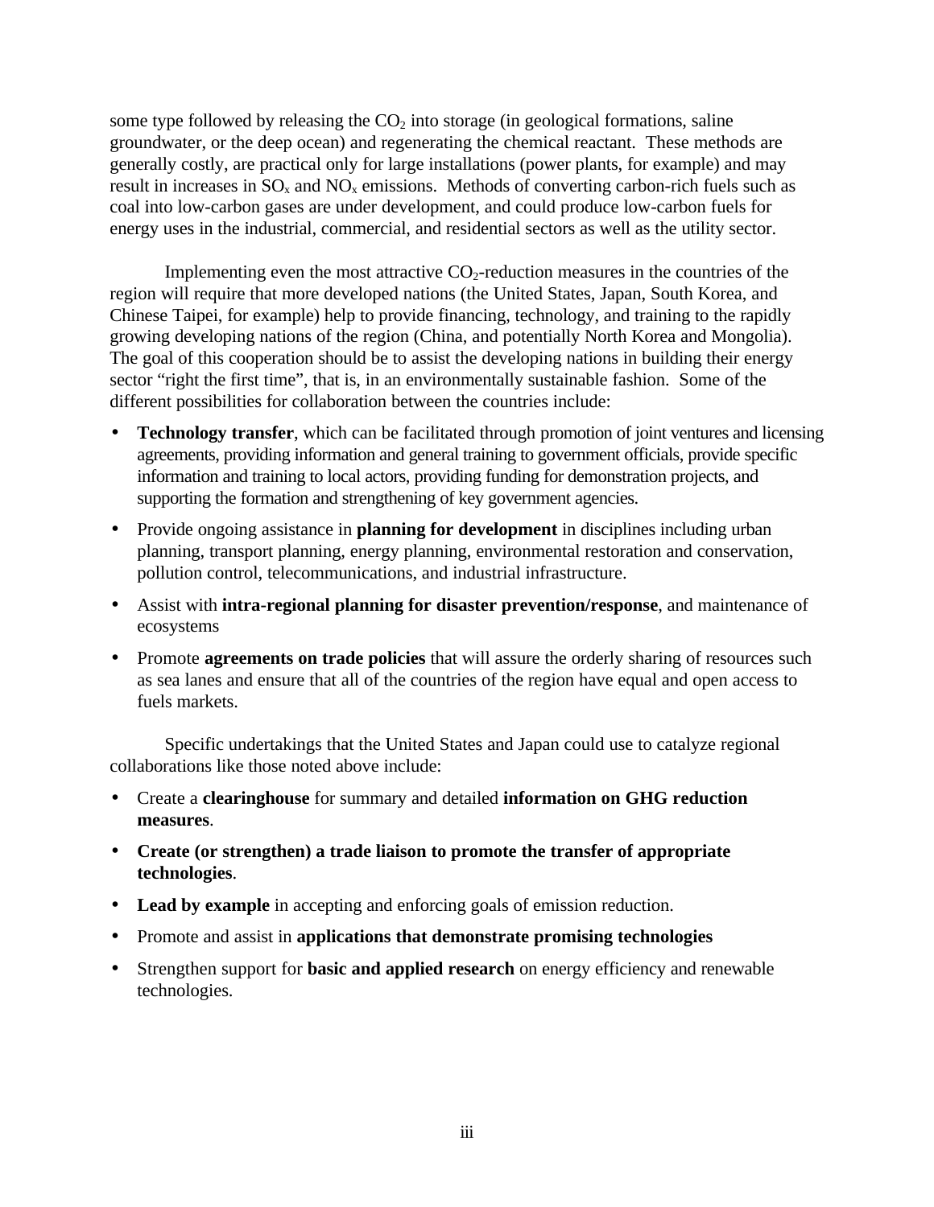some type followed by releasing the $CO_2$ into storage (in geological formations, saline groundwater, or the deep ocean) and regenerating the chemical reactant. These methods are generally costly, are practical only for large installations (power plants, for example) and may result in increases in $SO_x$ and $NO_x$ emissions. Methods of converting carbon-rich fuels such as coal into low-carbon gases are under development, and could produce low-carbon fuels for energy uses in the industrial, commercial, and residential sectors as well as the utility sector.

Implementing even the most attractive $CO_2$-reduction measures in the countries of the region will require that more developed nations (the United States, Japan, South Korea, and Chinese Taipei, for example) help to provide financing, technology, and training to the rapidly growing developing nations of the region (China, and potentially North Korea and Mongolia). The goal of this cooperation should be to assist the developing nations in building their energy sector "right the first time", that is, in an environmentally sustainable fashion. Some of the different possibilities for collaboration between the countries include:

- **Technology transfer**, which can be facilitated through promotion of joint ventures and licensing agreements, providing information and general training to government officials, provide specific information and training to local actors, providing funding for demonstration projects, and supporting the formation and strengthening of key government agencies.
- Provide ongoing assistance in **planning for development** in disciplines including urban planning, transport planning, energy planning, environmental restoration and conservation, pollution control, telecommunications, and industrial infrastructure.
- Assist with **intra-regional planning for disaster prevention/response**, and maintenance of ecosystems
- Promote **agreements on trade policies** that will assure the orderly sharing of resources such as sea lanes and ensure that all of the countries of the region have equal and open access to fuels markets.

Specific undertakings that the United States and Japan could use to catalyze regional collaborations like those noted above include:

- Create a **clearinghouse** for summary and detailed **information on GHG reduction measures**.
- **Create (or strengthen) a trade liaison to promote the transfer of appropriate technologies**.
- **Lead by example** in accepting and enforcing goals of emission reduction.
- Promote and assist in **applications that demonstrate promising technologies**
- Strengthen support for **basic and applied research** on energy efficiency and renewable technologies.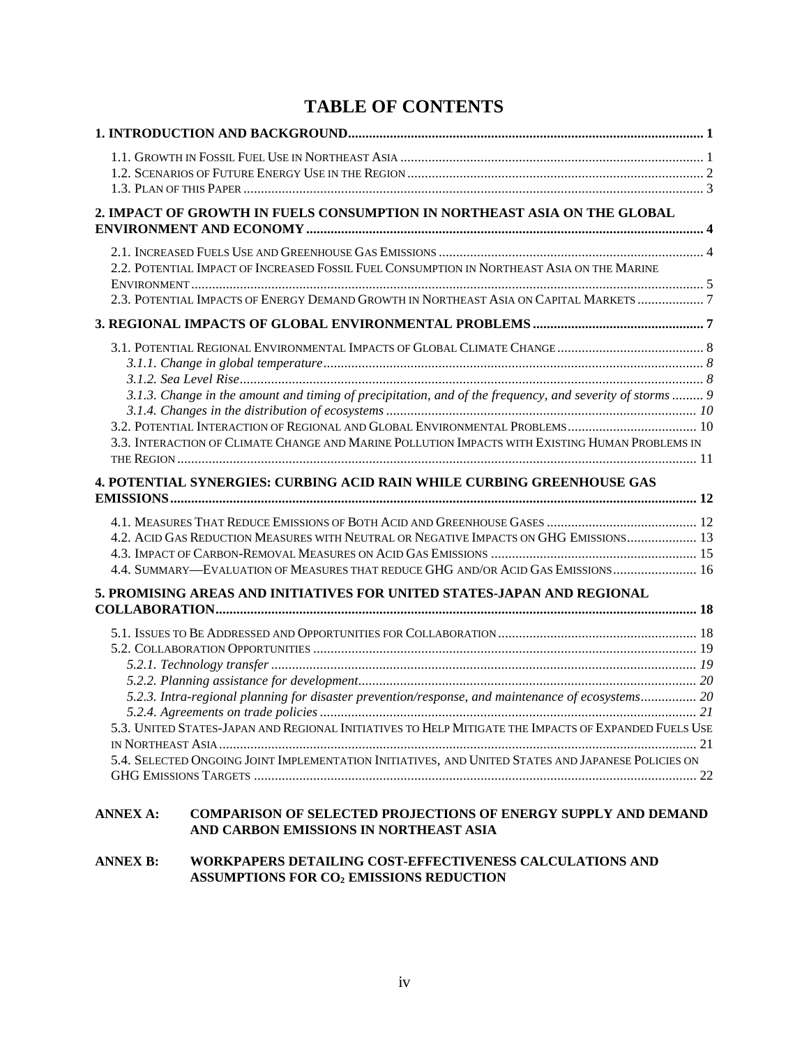# TABLE OF CONTENTS

**1. INTRODUCTION AND BACKGROUND ..... 1**

1.1. Growth in Fossil Fuel Use in Northeast Asia ..... 1
1.2. Scenarios of Future Energy Use in the Region ..... 2
1.3. Plan of this Paper ..... 3

**2. IMPACT OF GROWTH IN FUELS CONSUMPTION IN NORTHEAST ASIA ON THE GLOBAL ENVIRONMENT AND ECONOMY ..... 4**

2.1. Increased Fuels Use and Greenhouse Gas Emissions ..... 4
2.2. Potential Impact of Increased Fossil Fuel Consumption in Northeast Asia on the Marine Environment ..... 5
2.3. Potential Impacts of Energy Demand Growth in Northeast Asia on Capital Markets ..... 7

**3. REGIONAL IMPACTS OF GLOBAL ENVIRONMENTAL PROBLEMS ..... 7**

3.1. Potential Regional Environmental Impacts of Global Climate Change ..... 8
*3.1.1. Change in global temperature ..... 8*
*3.1.2. Sea Level Rise ..... 8*
*3.1.3. Change in the amount and timing of precipitation, and of the frequency, and severity of storms ..... 9*
*3.1.4. Changes in the distribution of ecosystems ..... 10*
3.2. Potential Interaction of Regional and Global Environmental Problems ..... 10
3.3. Interaction of Climate Change and Marine Pollution Impacts with Existing Human Problems in the Region ..... 11

**4. POTENTIAL SYNERGIES: CURBING ACID RAIN WHILE CURBING GREENHOUSE GAS EMISSIONS ..... 12**

4.1. Measures That Reduce Emissions of Both Acid and Greenhouse Gases ..... 12
4.2. Acid Gas Reduction Measures with Neutral or Negative Impacts on GHG Emissions ..... 13
4.3. Impact of Carbon-Removal Measures on Acid Gas Emissions ..... 15
4.4. Summary—Evaluation of Measures that reduce GHG and/or Acid Gas Emissions ..... 16

**5. PROMISING AREAS AND INITIATIVES FOR UNITED STATES-JAPAN AND REGIONAL COLLABORATION ..... 18**

5.1. Issues to Be Addressed and Opportunities for Collaboration ..... 18
5.2. Collaboration Opportunities ..... 19
*5.2.1. Technology transfer ..... 19*
*5.2.2. Planning assistance for development ..... 20*
*5.2.3. Intra-regional planning for disaster prevention/response, and maintenance of ecosystems ..... 20*
*5.2.4. Agreements on trade policies ..... 21*
5.3. United States-Japan and Regional Initiatives to Help Mitigate the Impacts of Expanded Fuels Use in Northeast Asia ..... 21
5.4. Selected Ongoing Joint Implementation Initiatives, and United States and Japanese Policies on GHG Emissions Targets ..... 22

**ANNEX A: COMPARISON OF SELECTED PROJECTIONS OF ENERGY SUPPLY AND DEMAND AND CARBON EMISSIONS IN NORTHEAST ASIA**

**ANNEX B: WORKPAPERS DETAILING COST-EFFECTIVENESS CALCULATIONS AND ASSUMPTIONS FOR $CO_2$ EMISSIONS REDUCTION**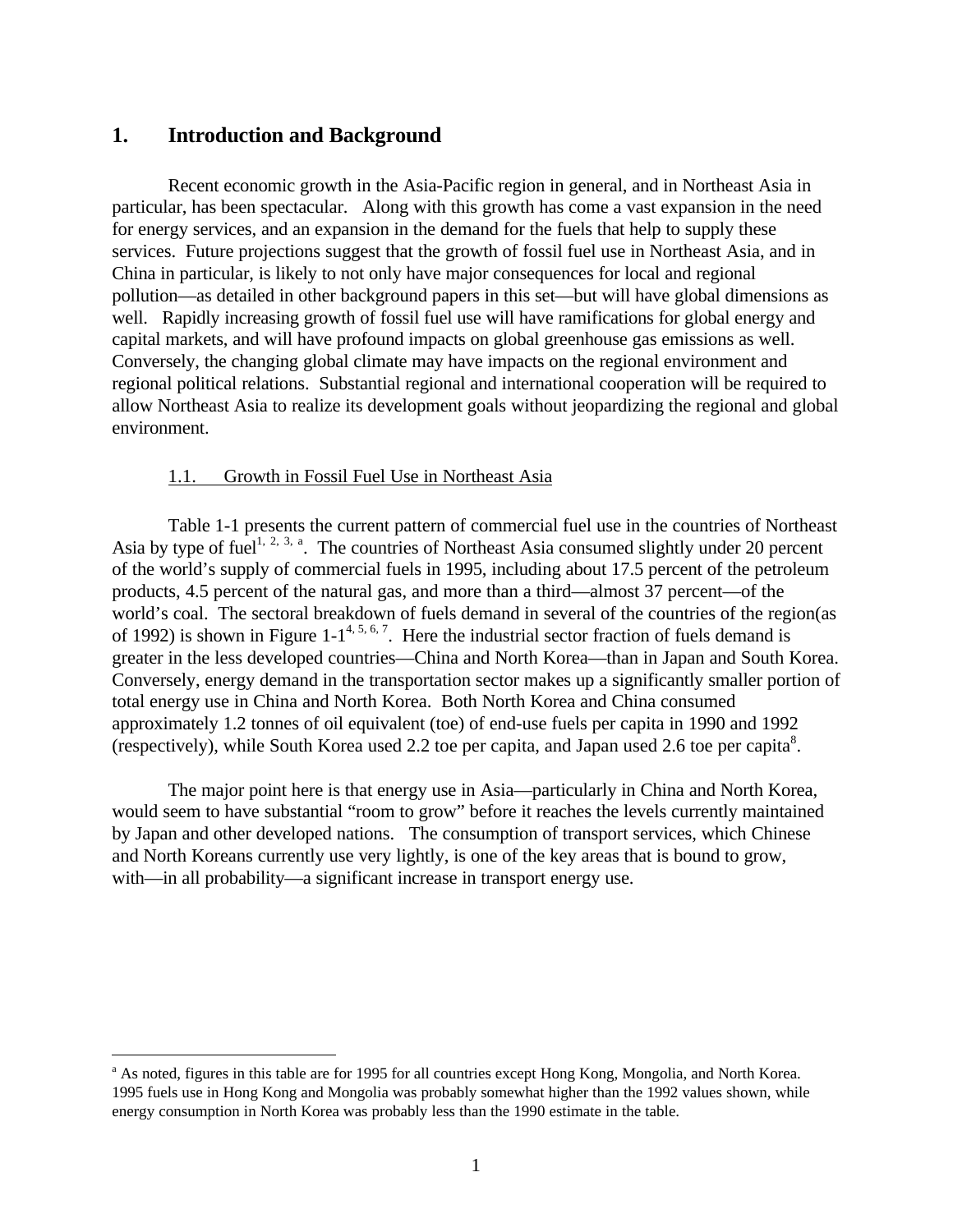# 1. Introduction and Background

Recent economic growth in the Asia-Pacific region in general, and in Northeast Asia in particular, has been spectacular. Along with this growth has come a vast expansion in the need for energy services, and an expansion in the demand for the fuels that help to supply these services. Future projections suggest that the growth of fossil fuel use in Northeast Asia, and in China in particular, is likely to not only have major consequences for local and regional pollution—as detailed in other background papers in this set—but will have global dimensions as well. Rapidly increasing growth of fossil fuel use will have ramifications for global energy and capital markets, and will have profound impacts on global greenhouse gas emissions as well. Conversely, the changing global climate may have impacts on the regional environment and regional political relations. Substantial regional and international cooperation will be required to allow Northeast Asia to realize its development goals without jeopardizing the regional and global environment.

## 1.1. Growth in Fossil Fuel Use in Northeast Asia

Table 1-1 presents the current pattern of commercial fuel use in the countries of Northeast Asia by type of fuel[1, 2, 3, a]. The countries of Northeast Asia consumed slightly under 20 percent of the world's supply of commercial fuels in 1995, including about 17.5 percent of the petroleum products, 4.5 percent of the natural gas, and more than a third—almost 37 percent—of the world's coal. The sectoral breakdown of fuels demand in several of the countries of the region(as of 1992) is shown in Figure 1-1[4, 5, 6, 7]. Here the industrial sector fraction of fuels demand is greater in the less developed countries—China and North Korea—than in Japan and South Korea. Conversely, energy demand in the transportation sector makes up a significantly smaller portion of total energy use in China and North Korea. Both North Korea and China consumed approximately 1.2 tonnes of oil equivalent (toe) of end-use fuels per capita in 1990 and 1992 (respectively), while South Korea used 2.2 toe per capita, and Japan used 2.6 toe per capita[8].

The major point here is that energy use in Asia—particularly in China and North Korea, would seem to have substantial "room to grow" before it reaches the levels currently maintained by Japan and other developed nations. The consumption of transport services, which Chinese and North Koreans currently use very lightly, is one of the key areas that is bound to grow, with—in all probability—a significant increase in transport energy use.

---

[a] As noted, figures in this table are for 1995 for all countries except Hong Kong, Mongolia, and North Korea. 1995 fuels use in Hong Kong and Mongolia was probably somewhat higher than the 1992 values shown, while energy consumption in North Korea was probably less than the 1990 estimate in the table.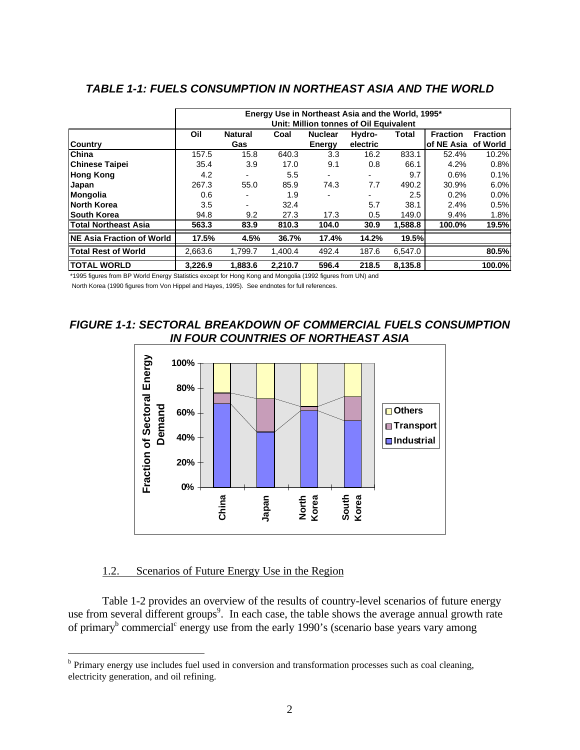### *TABLE 1-1: FUELS CONSUMPTION IN NORTHEAST ASIA AND THE WORLD*

| | Energy Use in Northeast Asia and the World, 1995* Unit: Million tonnes of Oil Equivalent | | | | | | | |
|---|---|---|---|---|---|---|---|---|
| **Country** | **Oil** | **Natural Gas** | **Coal** | **Nuclear Energy** | **Hydro-electric** | **Total** | **Fraction of NE Asia** | **Fraction of World** |
| **China** | 157.5 | 15.8 | 640.3 | 3.3 | 16.2 | 833.1 | 52.4% | 10.2% |
| **Chinese Taipei** | 35.4 | 3.9 | 17.0 | 9.1 | 0.8 | 66.1 | 4.2% | 0.8% |
| **Hong Kong** | 4.2 | - | 5.5 | - | - | 9.7 | 0.6% | 0.1% |
| **Japan** | 267.3 | 55.0 | 85.9 | 74.3 | 7.7 | 490.2 | 30.9% | 6.0% |
| **Mongolia** | 0.6 | - | 1.9 | - | - | 2.5 | 0.2% | 0.0% |
| **North Korea** | 3.5 | - | 32.4 | | 5.7 | 38.1 | 2.4% | 0.5% |
| **South Korea** | 94.8 | 9.2 | 27.3 | 17.3 | 0.5 | 149.0 | 9.4% | 1.8% |
| **Total Northeast Asia** | **563.3** | **83.9** | **810.3** | **104.0** | **30.9** | **1,588.8** | **100.0%** | **19.5%** |
| **NE Asia Fraction of World** | **17.5%** | **4.5%** | **36.7%** | **17.4%** | **14.2%** | **19.5%** | | |
| **Total Rest of World** | 2,663.6 | 1,799.7 | 1,400.4 | 492.4 | 187.6 | 6,547.0 | | **80.5%** |
| **TOTAL WORLD** | **3,226.9** | **1,883.6** | **2,210.7** | **596.4** | **218.5** | **8,135.8** | | **100.0%** |

*1995 figures from BP World Energy Statistics except for Hong Kong and Mongolia (1992 figures from UN) and North Korea (1990 figures from Von Hippel and Hayes, 1995). See endnotes for full references.

### *FIGURE 1-1: SECTORAL BREAKDOWN OF COMMERCIAL FUELS CONSUMPTION IN FOUR COUNTRIES OF NORTHEAST ASIA*

## 1.2. Scenarios of Future Energy Use in the Region

Table 1-2 provides an overview of the results of country-level scenarios of future energy use from several different groups[9]. In each case, the table shows the average annual growth rate of primary[b] commercial[c] energy use from the early 1990's (scenario base years vary among

---

[b] Primary energy use includes fuel used in conversion and transformation processes such as coal cleaning, electricity generation, and oil refining.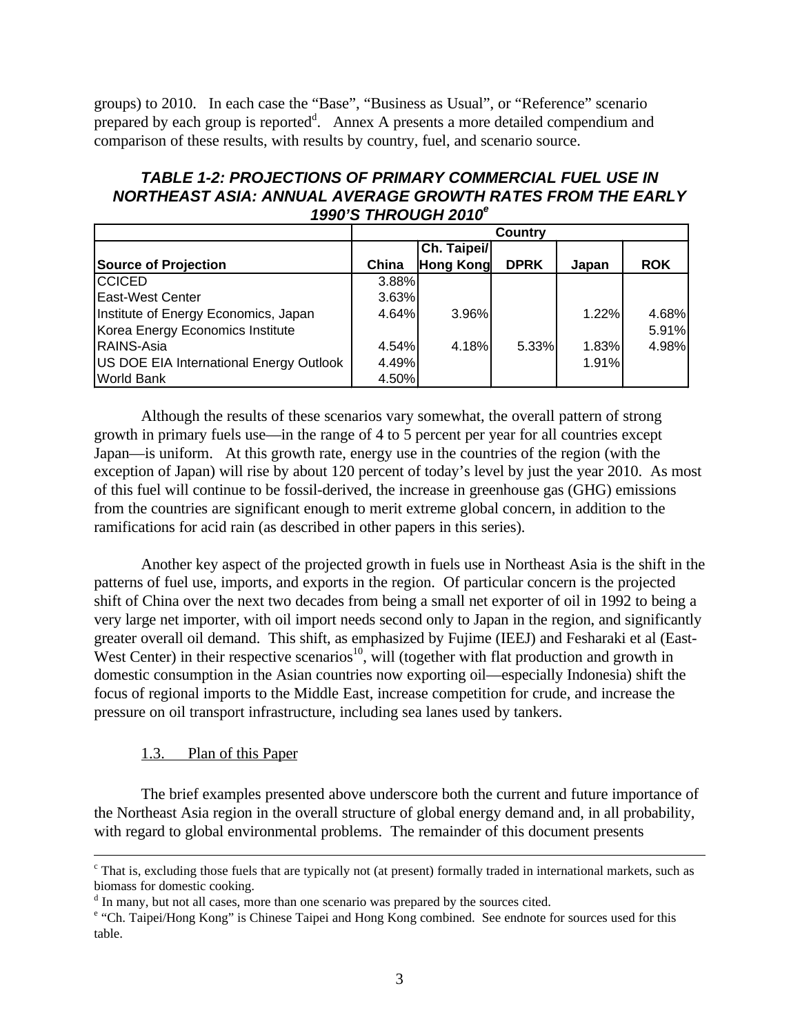groups) to 2010. In each case the "Base", "Business as Usual", or "Reference" scenario prepared by each group is reported[d]. Annex A presents a more detailed compendium and comparison of these results, with results by country, fuel, and scenario source.

### *TABLE 1-2: PROJECTIONS OF PRIMARY COMMERCIAL FUEL USE IN NORTHEAST ASIA: ANNUAL AVERAGE GROWTH RATES FROM THE EARLY 1990'S THROUGH 2010[e]*

| | Country | | | | |
|---|---|---|---|---|---|
| **Source of Projection** | **China** | **Ch. Taipei/ Hong Kong** | **DPRK** | **Japan** | **ROK** |
| CCICED | 3.88% | | | | |
| East-West Center | 3.63% | | | | |
| Institute of Energy Economics, Japan | 4.64% | 3.96% | | 1.22% | 4.68% |
| Korea Energy Economics Institute | | | | | 5.91% |
| RAINS-Asia | 4.54% | 4.18% | 5.33% | 1.83% | 4.98% |
| US DOE EIA International Energy Outlook | 4.49% | | | 1.91% | |
| World Bank | 4.50% | | | | |

Although the results of these scenarios vary somewhat, the overall pattern of strong growth in primary fuels use—in the range of 4 to 5 percent per year for all countries except Japan—is uniform. At this growth rate, energy use in the countries of the region (with the exception of Japan) will rise by about 120 percent of today's level by just the year 2010. As most of this fuel will continue to be fossil-derived, the increase in greenhouse gas (GHG) emissions from the countries are significant enough to merit extreme global concern, in addition to the ramifications for acid rain (as described in other papers in this series).

Another key aspect of the projected growth in fuels use in Northeast Asia is the shift in the patterns of fuel use, imports, and exports in the region. Of particular concern is the projected shift of China over the next two decades from being a small net exporter of oil in 1992 to being a very large net importer, with oil import needs second only to Japan in the region, and significantly greater overall oil demand. This shift, as emphasized by Fujime (IEEJ) and Fesharaki et al (East-West Center) in their respective scenarios[10], will (together with flat production and growth in domestic consumption in the Asian countries now exporting oil—especially Indonesia) shift the focus of regional imports to the Middle East, increase competition for crude, and increase the pressure on oil transport infrastructure, including sea lanes used by tankers.

### 1.3. Plan of this Paper

The brief examples presented above underscore both the current and future importance of the Northeast Asia region in the overall structure of global energy demand and, in all probability, with regard to global environmental problems. The remainder of this document presents

---

[c] That is, excluding those fuels that are typically not (at present) formally traded in international markets, such as biomass for domestic cooking.

[d] In many, but not all cases, more than one scenario was prepared by the sources cited.

[e] "Ch. Taipei/Hong Kong" is Chinese Taipei and Hong Kong combined. See endnote for sources used for this table.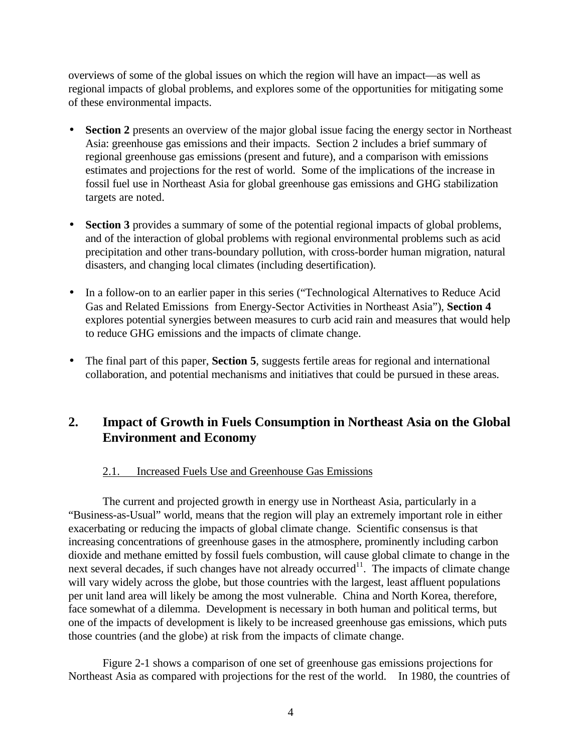overviews of some of the global issues on which the region will have an impact—as well as regional impacts of global problems, and explores some of the opportunities for mitigating some of these environmental impacts.

- **Section 2** presents an overview of the major global issue facing the energy sector in Northeast Asia: greenhouse gas emissions and their impacts. Section 2 includes a brief summary of regional greenhouse gas emissions (present and future), and a comparison with emissions estimates and projections for the rest of world. Some of the implications of the increase in fossil fuel use in Northeast Asia for global greenhouse gas emissions and GHG stabilization targets are noted.

- **Section 3** provides a summary of some of the potential regional impacts of global problems, and of the interaction of global problems with regional environmental problems such as acid precipitation and other trans-boundary pollution, with cross-border human migration, natural disasters, and changing local climates (including desertification).

- In a follow-on to an earlier paper in this series ("Technological Alternatives to Reduce Acid Gas and Related Emissions from Energy-Sector Activities in Northeast Asia"), **Section 4** explores potential synergies between measures to curb acid rain and measures that would help to reduce GHG emissions and the impacts of climate change.

- The final part of this paper, **Section 5**, suggests fertile areas for regional and international collaboration, and potential mechanisms and initiatives that could be pursued in these areas.

## 2. Impact of Growth in Fuels Consumption in Northeast Asia on the Global Environment and Economy

### 2.1. Increased Fuels Use and Greenhouse Gas Emissions

The current and projected growth in energy use in Northeast Asia, particularly in a "Business-as-Usual" world, means that the region will play an extremely important role in either exacerbating or reducing the impacts of global climate change. Scientific consensus is that increasing concentrations of greenhouse gases in the atmosphere, prominently including carbon dioxide and methane emitted by fossil fuels combustion, will cause global climate to change in the next several decades, if such changes have not already occurred[11]. The impacts of climate change will vary widely across the globe, but those countries with the largest, least affluent populations per unit land area will likely be among the most vulnerable. China and North Korea, therefore, face somewhat of a dilemma. Development is necessary in both human and political terms, but one of the impacts of development is likely to be increased greenhouse gas emissions, which puts those countries (and the globe) at risk from the impacts of climate change.

Figure 2-1 shows a comparison of one set of greenhouse gas emissions projections for Northeast Asia as compared with projections for the rest of the world. In 1980, the countries of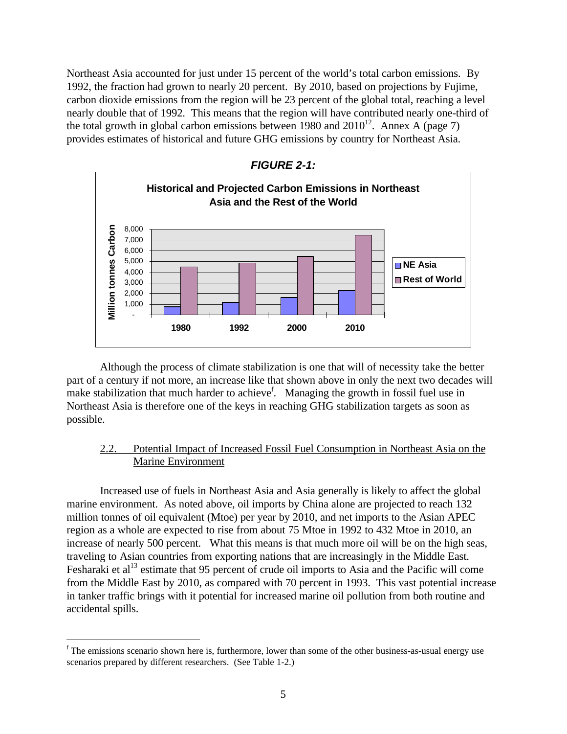Northeast Asia accounted for just under 15 percent of the world's total carbon emissions. By 1992, the fraction had grown to nearly 20 percent. By 2010, based on projections by Fujime, carbon dioxide emissions from the region will be 23 percent of the global total, reaching a level nearly double that of 1992. This means that the region will have contributed nearly one-third of the total growth in global carbon emissions between 1980 and 2010[12]. Annex A (page 7) provides estimates of historical and future GHG emissions by country for Northeast Asia.

***FIGURE 2-1:***

**Historical and Projected Carbon Emissions in Northeast Asia and the Rest of the World**

Although the process of climate stabilization is one that will of necessity take the better part of a century if not more, an increase like that shown above in only the next two decades will make stabilization that much harder to achieve[f]. Managing the growth in fossil fuel use in Northeast Asia is therefore one of the keys in reaching GHG stabilization targets as soon as possible.

## 2.2. Potential Impact of Increased Fossil Fuel Consumption in Northeast Asia on the Marine Environment

Increased use of fuels in Northeast Asia and Asia generally is likely to affect the global marine environment. As noted above, oil imports by China alone are projected to reach 132 million tonnes of oil equivalent (Mtoe) per year by 2010, and net imports to the Asian APEC region as a whole are expected to rise from about 75 Mtoe in 1992 to 432 Mtoe in 2010, an increase of nearly 500 percent. What this means is that much more oil will be on the high seas, traveling to Asian countries from exporting nations that are increasingly in the Middle East. Fesharaki et al[13] estimate that 95 percent of crude oil imports to Asia and the Pacific will come from the Middle East by 2010, as compared with 70 percent in 1993. This vast potential increase in tanker traffic brings with it potential for increased marine oil pollution from both routine and accidental spills.

---

[f] The emissions scenario shown here is, furthermore, lower than some of the other business-as-usual energy use scenarios prepared by different researchers. (See Table 1-2.)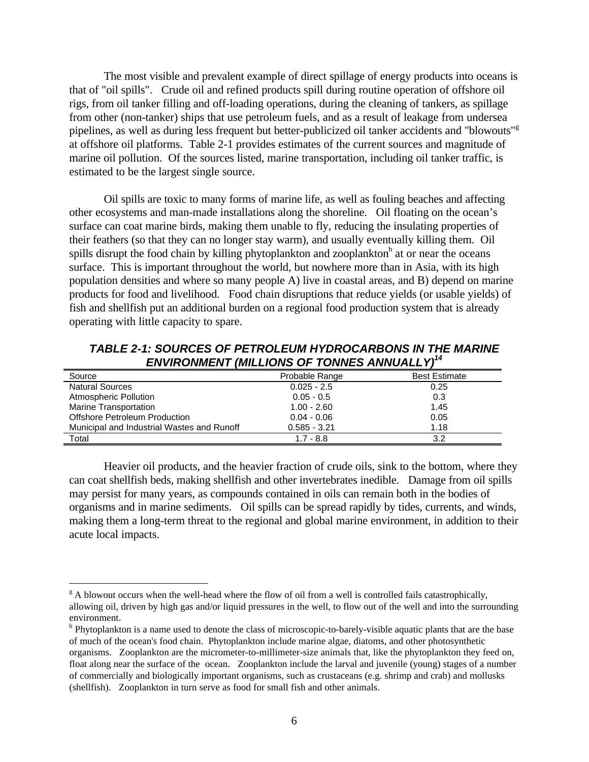The most visible and prevalent example of direct spillage of energy products into oceans is that of "oil spills". Crude oil and refined products spill during routine operation of offshore oil rigs, from oil tanker filling and off-loading operations, during the cleaning of tankers, as spillage from other (non-tanker) ships that use petroleum fuels, and as a result of leakage from undersea pipelines, as well as during less frequent but better-publicized oil tanker accidents and "blowouts"[g] at offshore oil platforms. Table 2-1 provides estimates of the current sources and magnitude of marine oil pollution. Of the sources listed, marine transportation, including oil tanker traffic, is estimated to be the largest single source.

Oil spills are toxic to many forms of marine life, as well as fouling beaches and affecting other ecosystems and man-made installations along the shoreline. Oil floating on the ocean's surface can coat marine birds, making them unable to fly, reducing the insulating properties of their feathers (so that they can no longer stay warm), and usually eventually killing them. Oil spills disrupt the food chain by killing phytoplankton and zooplankton[h] at or near the oceans surface. This is important throughout the world, but nowhere more than in Asia, with its high population densities and where so many people A) live in coastal areas, and B) depend on marine products for food and livelihood. Food chain disruptions that reduce yields (or usable yields) of fish and shellfish put an additional burden on a regional food production system that is already operating with little capacity to spare.

***TABLE 2-1: SOURCES OF PETROLEUM HYDROCARBONS IN THE MARINE ENVIRONMENT (MILLIONS OF TONNES ANNUALLY)[14]***

| Source | Probable Range | Best Estimate |
|---|---|---|
| Natural Sources | 0.025 - 2.5 | 0.25 |
| Atmospheric Pollution | 0.05 - 0.5 | 0.3 |
| Marine Transportation | 1.00 - 2.60 | 1.45 |
| Offshore Petroleum Production | 0.04 - 0.06 | 0.05 |
| Municipal and Industrial Wastes and Runoff | 0.585 - 3.21 | 1.18 |
| Total | 1.7 - 8.8 | 3.2 |

Heavier oil products, and the heavier fraction of crude oils, sink to the bottom, where they can coat shellfish beds, making shellfish and other invertebrates inedible. Damage from oil spills may persist for many years, as compounds contained in oils can remain both in the bodies of organisms and in marine sediments. Oil spills can be spread rapidly by tides, currents, and winds, making them a long-term threat to the regional and global marine environment, in addition to their acute local impacts.

---

[g] A blowout occurs when the well-head where the flow of oil from a well is controlled fails catastrophically, allowing oil, driven by high gas and/or liquid pressures in the well, to flow out of the well and into the surrounding environment.

[h] Phytoplankton is a name used to denote the class of microscopic-to-barely-visible aquatic plants that are the base of much of the ocean's food chain. Phytoplankton include marine algae, diatoms, and other photosynthetic organisms. Zooplankton are the micrometer-to-millimeter-size animals that, like the phytoplankton they feed on, float along near the surface of the ocean. Zooplankton include the larval and juvenile (young) stages of a number of commercially and biologically important organisms, such as crustaceans (e.g. shrimp and crab) and mollusks (shellfish). Zooplankton in turn serve as food for small fish and other animals.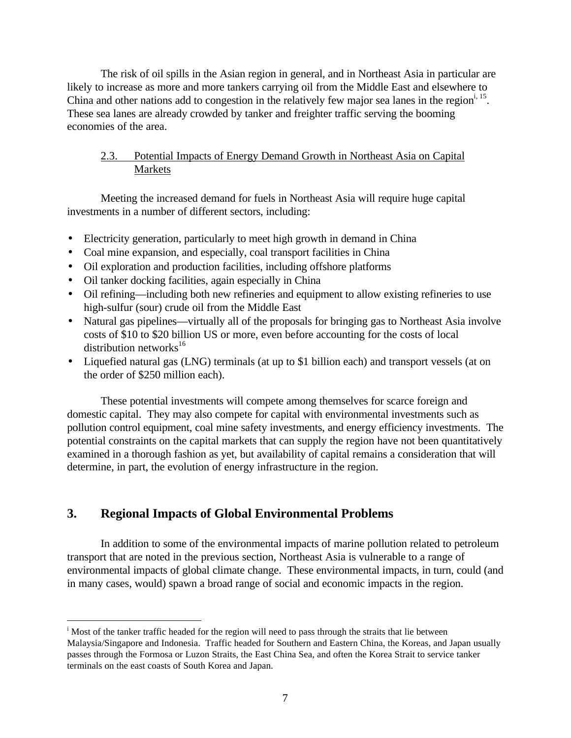The risk of oil spills in the Asian region in general, and in Northeast Asia in particular are likely to increase as more and more tankers carrying oil from the Middle East and elsewhere to China and other nations add to congestion in the relatively few major sea lanes in the region[i, 15]. These sea lanes are already crowded by tanker and freighter traffic serving the booming economies of the area.

### 2.3. Potential Impacts of Energy Demand Growth in Northeast Asia on Capital Markets

Meeting the increased demand for fuels in Northeast Asia will require huge capital investments in a number of different sectors, including:

- Electricity generation, particularly to meet high growth in demand in China
- Coal mine expansion, and especially, coal transport facilities in China
- Oil exploration and production facilities, including offshore platforms
- Oil tanker docking facilities, again especially in China
- Oil refining—including both new refineries and equipment to allow existing refineries to use high-sulfur (sour) crude oil from the Middle East
- Natural gas pipelines—virtually all of the proposals for bringing gas to Northeast Asia involve costs of $10 to $20 billion US or more, even before accounting for the costs of local distribution networks[16]
- Liquefied natural gas (LNG) terminals (at up to $1 billion each) and transport vessels (at on the order of $250 million each).

These potential investments will compete among themselves for scarce foreign and domestic capital. They may also compete for capital with environmental investments such as pollution control equipment, coal mine safety investments, and energy efficiency investments. The potential constraints on the capital markets that can supply the region have not been quantitatively examined in a thorough fashion as yet, but availability of capital remains a consideration that will determine, in part, the evolution of energy infrastructure in the region.

## 3. Regional Impacts of Global Environmental Problems

In addition to some of the environmental impacts of marine pollution related to petroleum transport that are noted in the previous section, Northeast Asia is vulnerable to a range of environmental impacts of global climate change. These environmental impacts, in turn, could (and in many cases, would) spawn a broad range of social and economic impacts in the region.

[i] Most of the tanker traffic headed for the region will need to pass through the straits that lie between Malaysia/Singapore and Indonesia. Traffic headed for Southern and Eastern China, the Koreas, and Japan usually passes through the Formosa or Luzon Straits, the East China Sea, and often the Korea Strait to service tanker terminals on the east coasts of South Korea and Japan.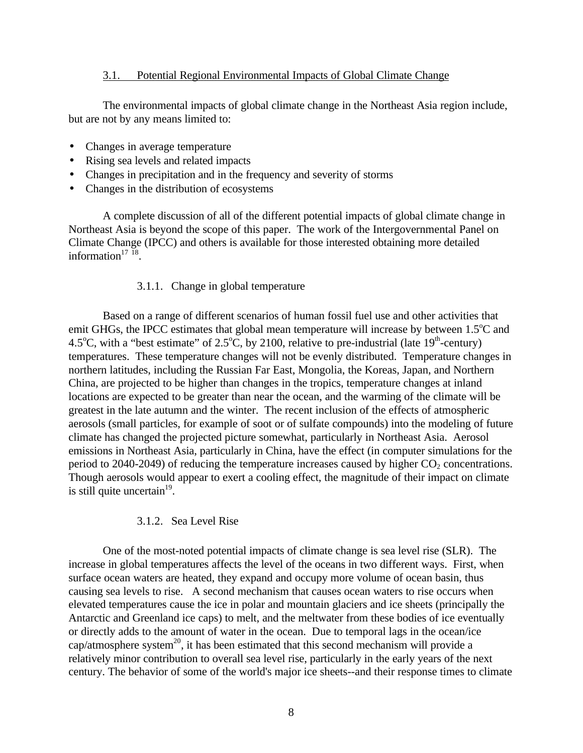### 3.1. Potential Regional Environmental Impacts of Global Climate Change

The environmental impacts of global climate change in the Northeast Asia region include, but are not by any means limited to:

- Changes in average temperature
- Rising sea levels and related impacts
- Changes in precipitation and in the frequency and severity of storms
- Changes in the distribution of ecosystems

A complete discussion of all of the different potential impacts of global climate change in Northeast Asia is beyond the scope of this paper. The work of the Intergovernmental Panel on Climate Change (IPCC) and others is available for those interested obtaining more detailed information[17] [18].

#### 3.1.1. Change in global temperature

Based on a range of different scenarios of human fossil fuel use and other activities that emit GHGs, the IPCC estimates that global mean temperature will increase by between 1.5$^{o}$C and 4.5$^{o}$C, with a "best estimate" of 2.5$^{o}$C, by 2100, relative to pre-industrial (late 19$^{th}$-century) temperatures. These temperature changes will not be evenly distributed. Temperature changes in northern latitudes, including the Russian Far East, Mongolia, the Koreas, Japan, and Northern China, are projected to be higher than changes in the tropics, temperature changes at inland locations are expected to be greater than near the ocean, and the warming of the climate will be greatest in the late autumn and the winter. The recent inclusion of the effects of atmospheric aerosols (small particles, for example of soot or of sulfate compounds) into the modeling of future climate has changed the projected picture somewhat, particularly in Northeast Asia. Aerosol emissions in Northeast Asia, particularly in China, have the effect (in computer simulations for the period to 2040-2049) of reducing the temperature increases caused by higher $CO_2$ concentrations. Though aerosols would appear to exert a cooling effect, the magnitude of their impact on climate is still quite uncertain[19].

#### 3.1.2. Sea Level Rise

One of the most-noted potential impacts of climate change is sea level rise (SLR). The increase in global temperatures affects the level of the oceans in two different ways. First, when surface ocean waters are heated, they expand and occupy more volume of ocean basin, thus causing sea levels to rise. A second mechanism that causes ocean waters to rise occurs when elevated temperatures cause the ice in polar and mountain glaciers and ice sheets (principally the Antarctic and Greenland ice caps) to melt, and the meltwater from these bodies of ice eventually or directly adds to the amount of water in the ocean. Due to temporal lags in the ocean/ice cap/atmosphere system[20], it has been estimated that this second mechanism will provide a relatively minor contribution to overall sea level rise, particularly in the early years of the next century. The behavior of some of the world's major ice sheets--and their response times to climate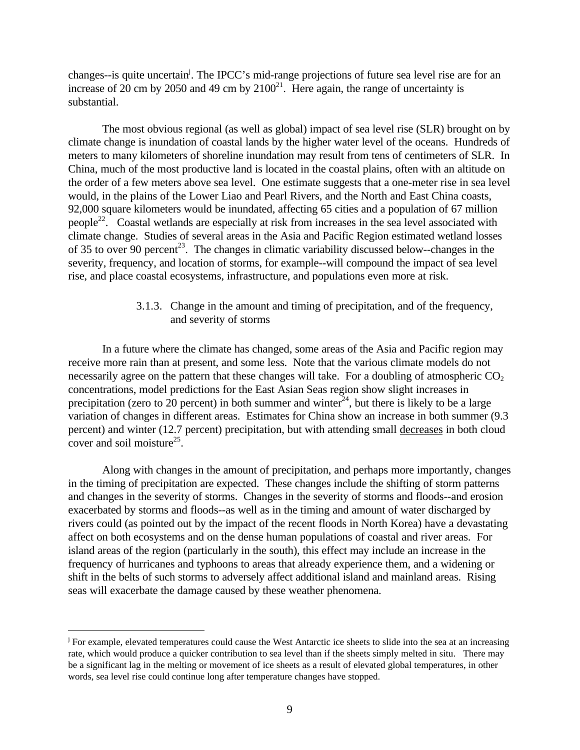changes--is quite uncertain[j]. The IPCC's mid-range projections of future sea level rise are for an increase of 20 cm by 2050 and 49 cm by 2100[21]. Here again, the range of uncertainty is substantial.

The most obvious regional (as well as global) impact of sea level rise (SLR) brought on by climate change is inundation of coastal lands by the higher water level of the oceans. Hundreds of meters to many kilometers of shoreline inundation may result from tens of centimeters of SLR. In China, much of the most productive land is located in the coastal plains, often with an altitude on the order of a few meters above sea level. One estimate suggests that a one-meter rise in sea level would, in the plains of the Lower Liao and Pearl Rivers, and the North and East China coasts, 92,000 square kilometers would be inundated, affecting 65 cities and a population of 67 million people[22]. Coastal wetlands are especially at risk from increases in the sea level associated with climate change. Studies of several areas in the Asia and Pacific Region estimated wetland losses of 35 to over 90 percent[23]. The changes in climatic variability discussed below--changes in the severity, frequency, and location of storms, for example--will compound the impact of sea level rise, and place coastal ecosystems, infrastructure, and populations even more at risk.

#### 3.1.3. Change in the amount and timing of precipitation, and of the frequency, and severity of storms

In a future where the climate has changed, some areas of the Asia and Pacific region may receive more rain than at present, and some less. Note that the various climate models do not necessarily agree on the pattern that these changes will take. For a doubling of atmospheric $CO_2$ concentrations, model predictions for the East Asian Seas region show slight increases in precipitation (zero to 20 percent) in both summer and winter[24], but there is likely to be a large variation of changes in different areas. Estimates for China show an increase in both summer (9.3 percent) and winter (12.7 percent) precipitation, but with attending small decreases in both cloud cover and soil moisture[25].

Along with changes in the amount of precipitation, and perhaps more importantly, changes in the timing of precipitation are expected. These changes include the shifting of storm patterns and changes in the severity of storms. Changes in the severity of storms and floods--and erosion exacerbated by storms and floods--as well as in the timing and amount of water discharged by rivers could (as pointed out by the impact of the recent floods in North Korea) have a devastating affect on both ecosystems and on the dense human populations of coastal and river areas. For island areas of the region (particularly in the south), this effect may include an increase in the frequency of hurricanes and typhoons to areas that already experience them, and a widening or shift in the belts of such storms to adversely affect additional island and mainland areas. Rising seas will exacerbate the damage caused by these weather phenomena.

---

[j] For example, elevated temperatures could cause the West Antarctic ice sheets to slide into the sea at an increasing rate, which would produce a quicker contribution to sea level than if the sheets simply melted in situ. There may be a significant lag in the melting or movement of ice sheets as a result of elevated global temperatures, in other words, sea level rise could continue long after temperature changes have stopped.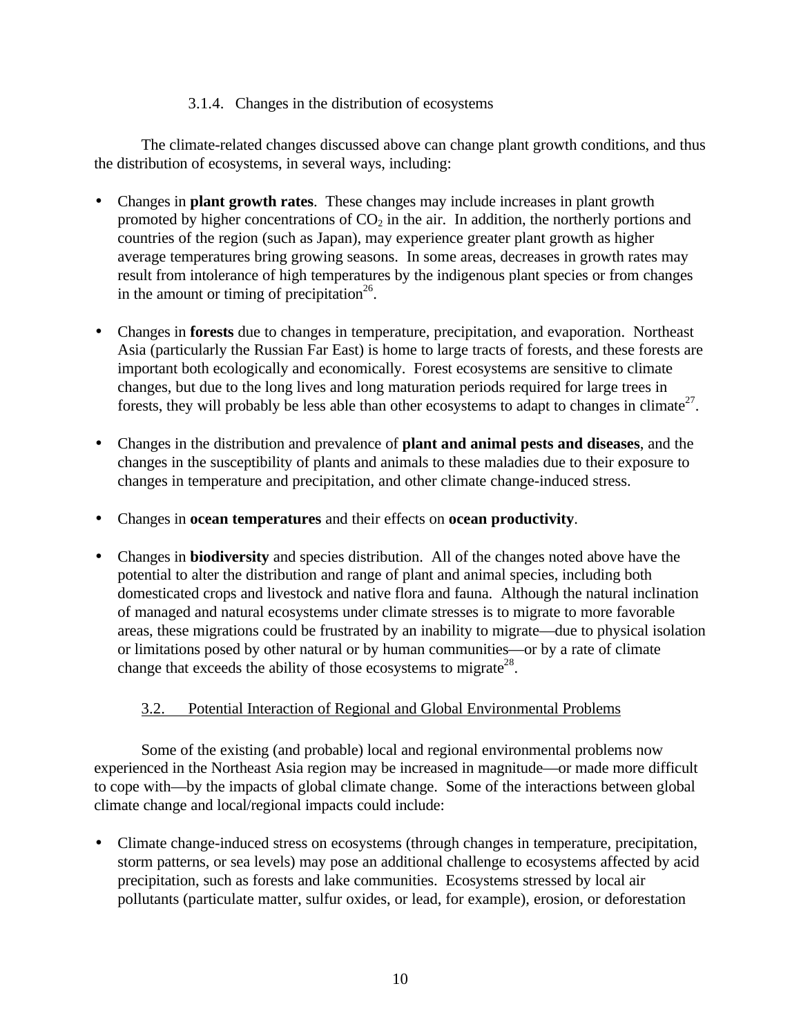#### 3.1.4. Changes in the distribution of ecosystems

The climate-related changes discussed above can change plant growth conditions, and thus the distribution of ecosystems, in several ways, including:

- Changes in **plant growth rates**. These changes may include increases in plant growth promoted by higher concentrations of $CO_2$ in the air. In addition, the northerly portions and countries of the region (such as Japan), may experience greater plant growth as higher average temperatures bring growing seasons. In some areas, decreases in growth rates may result from intolerance of high temperatures by the indigenous plant species or from changes in the amount or timing of precipitation[26].

- Changes in **forests** due to changes in temperature, precipitation, and evaporation. Northeast Asia (particularly the Russian Far East) is home to large tracts of forests, and these forests are important both ecologically and economically. Forest ecosystems are sensitive to climate changes, but due to the long lives and long maturation periods required for large trees in forests, they will probably be less able than other ecosystems to adapt to changes in climate[27].

- Changes in the distribution and prevalence of **plant and animal pests and diseases**, and the changes in the susceptibility of plants and animals to these maladies due to their exposure to changes in temperature and precipitation, and other climate change-induced stress.

- Changes in **ocean temperatures** and their effects on **ocean productivity**.

- Changes in **biodiversity** and species distribution. All of the changes noted above have the potential to alter the distribution and range of plant and animal species, including both domesticated crops and livestock and native flora and fauna. Although the natural inclination of managed and natural ecosystems under climate stresses is to migrate to more favorable areas, these migrations could be frustrated by an inability to migrate—due to physical isolation or limitations posed by other natural or by human communities—or by a rate of climate change that exceeds the ability of those ecosystems to migrate[28].

### 3.2. Potential Interaction of Regional and Global Environmental Problems

Some of the existing (and probable) local and regional environmental problems now experienced in the Northeast Asia region may be increased in magnitude—or made more difficult to cope with—by the impacts of global climate change. Some of the interactions between global climate change and local/regional impacts could include:

- Climate change-induced stress on ecosystems (through changes in temperature, precipitation, storm patterns, or sea levels) may pose an additional challenge to ecosystems affected by acid precipitation, such as forests and lake communities. Ecosystems stressed by local air pollutants (particulate matter, sulfur oxides, or lead, for example), erosion, or deforestation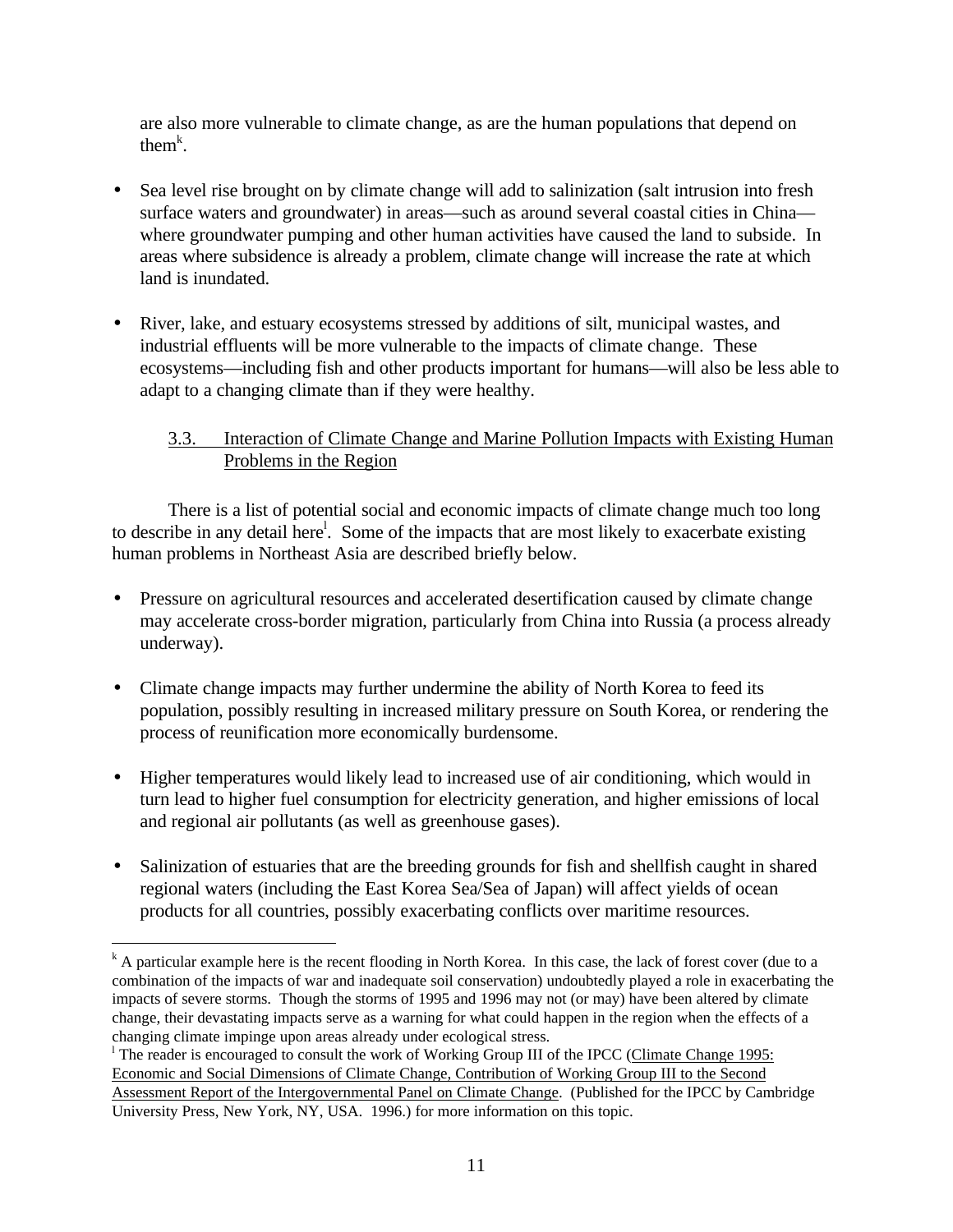are also more vulnerable to climate change, as are the human populations that depend on them[k].

- Sea level rise brought on by climate change will add to salinization (salt intrusion into fresh surface waters and groundwater) in areas—such as around several coastal cities in China—where groundwater pumping and other human activities have caused the land to subside. In areas where subsidence is already a problem, climate change will increase the rate at which land is inundated.

- River, lake, and estuary ecosystems stressed by additions of silt, municipal wastes, and industrial effluents will be more vulnerable to the impacts of climate change. These ecosystems—including fish and other products important for humans—will also be less able to adapt to a changing climate than if they were healthy.

### 3.3. Interaction of Climate Change and Marine Pollution Impacts with Existing Human Problems in the Region

There is a list of potential social and economic impacts of climate change much too long to describe in any detail here[l]. Some of the impacts that are most likely to exacerbate existing human problems in Northeast Asia are described briefly below.

- Pressure on agricultural resources and accelerated desertification caused by climate change may accelerate cross-border migration, particularly from China into Russia (a process already underway).

- Climate change impacts may further undermine the ability of North Korea to feed its population, possibly resulting in increased military pressure on South Korea, or rendering the process of reunification more economically burdensome.

- Higher temperatures would likely lead to increased use of air conditioning, which would in turn lead to higher fuel consumption for electricity generation, and higher emissions of local and regional air pollutants (as well as greenhouse gases).

- Salinization of estuaries that are the breeding grounds for fish and shellfish caught in shared regional waters (including the East Korea Sea/Sea of Japan) will affect yields of ocean products for all countries, possibly exacerbating conflicts over maritime resources.

---

[k] A particular example here is the recent flooding in North Korea. In this case, the lack of forest cover (due to a combination of the impacts of war and inadequate soil conservation) undoubtedly played a role in exacerbating the impacts of severe storms. Though the storms of 1995 and 1996 may not (or may) have been altered by climate change, their devastating impacts serve as a warning for what could happen in the region when the effects of a changing climate impinge upon areas already under ecological stress.

[l] The reader is encouraged to consult the work of Working Group III of the IPCC (Climate Change 1995: Economic and Social Dimensions of Climate Change, Contribution of Working Group III to the Second Assessment Report of the Intergovernmental Panel on Climate Change. (Published for the IPCC by Cambridge University Press, New York, NY, USA. 1996.) for more information on this topic.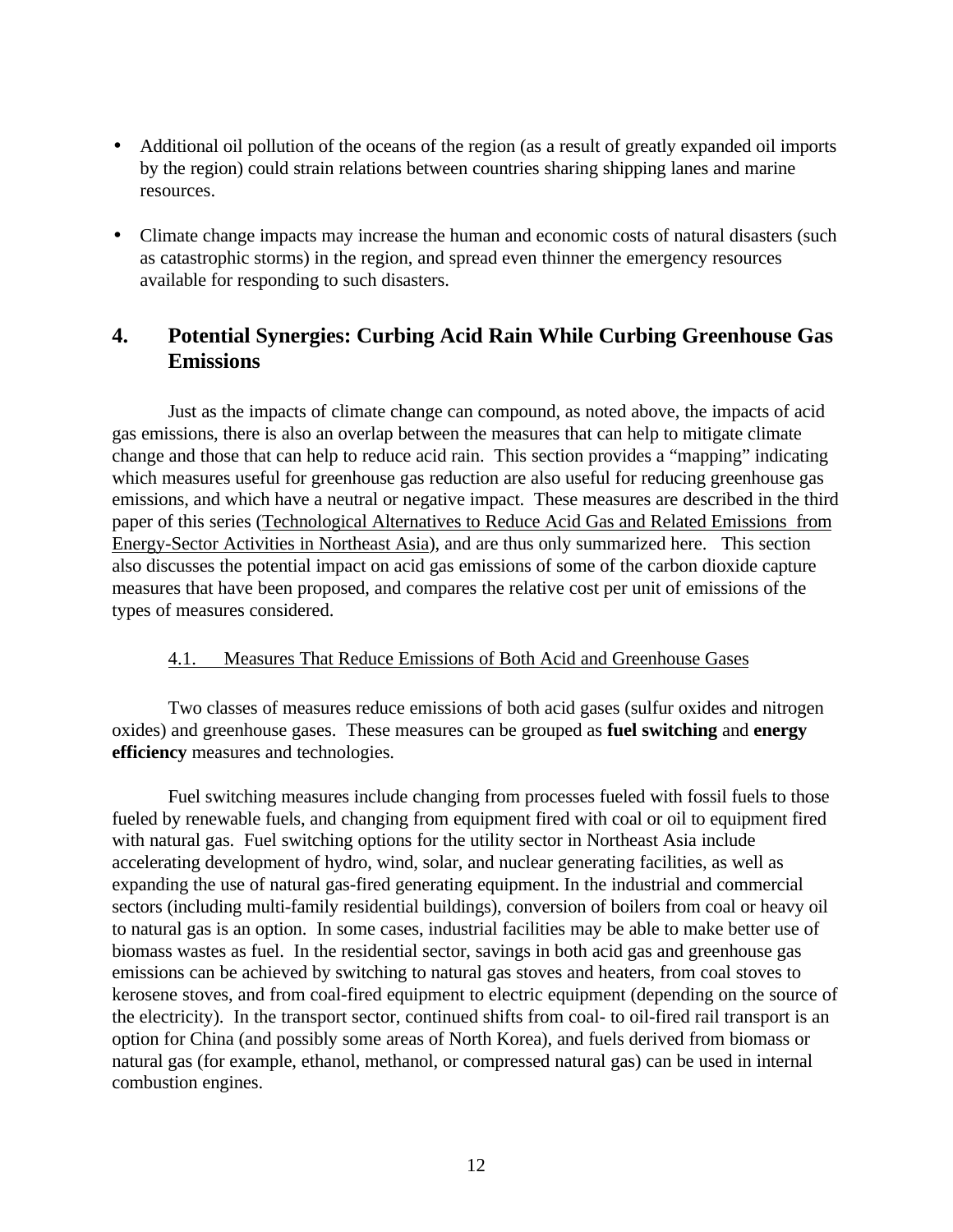- Additional oil pollution of the oceans of the region (as a result of greatly expanded oil imports by the region) could strain relations between countries sharing shipping lanes and marine resources.

- Climate change impacts may increase the human and economic costs of natural disasters (such as catastrophic storms) in the region, and spread even thinner the emergency resources available for responding to such disasters.

## 4. Potential Synergies: Curbing Acid Rain While Curbing Greenhouse Gas Emissions

Just as the impacts of climate change can compound, as noted above, the impacts of acid gas emissions, there is also an overlap between the measures that can help to mitigate climate change and those that can help to reduce acid rain. This section provides a "mapping" indicating which measures useful for greenhouse gas reduction are also useful for reducing greenhouse gas emissions, and which have a neutral or negative impact. These measures are described in the third paper of this series (Technological Alternatives to Reduce Acid Gas and Related Emissions from Energy-Sector Activities in Northeast Asia), and are thus only summarized here. This section also discusses the potential impact on acid gas emissions of some of the carbon dioxide capture measures that have been proposed, and compares the relative cost per unit of emissions of the types of measures considered.

### 4.1. Measures That Reduce Emissions of Both Acid and Greenhouse Gases

Two classes of measures reduce emissions of both acid gases (sulfur oxides and nitrogen oxides) and greenhouse gases. These measures can be grouped as **fuel switching** and **energy efficiency** measures and technologies.

Fuel switching measures include changing from processes fueled with fossil fuels to those fueled by renewable fuels, and changing from equipment fired with coal or oil to equipment fired with natural gas. Fuel switching options for the utility sector in Northeast Asia include accelerating development of hydro, wind, solar, and nuclear generating facilities, as well as expanding the use of natural gas-fired generating equipment. In the industrial and commercial sectors (including multi-family residential buildings), conversion of boilers from coal or heavy oil to natural gas is an option. In some cases, industrial facilities may be able to make better use of biomass wastes as fuel. In the residential sector, savings in both acid gas and greenhouse gas emissions can be achieved by switching to natural gas stoves and heaters, from coal stoves to kerosene stoves, and from coal-fired equipment to electric equipment (depending on the source of the electricity). In the transport sector, continued shifts from coal- to oil-fired rail transport is an option for China (and possibly some areas of North Korea), and fuels derived from biomass or natural gas (for example, ethanol, methanol, or compressed natural gas) can be used in internal combustion engines.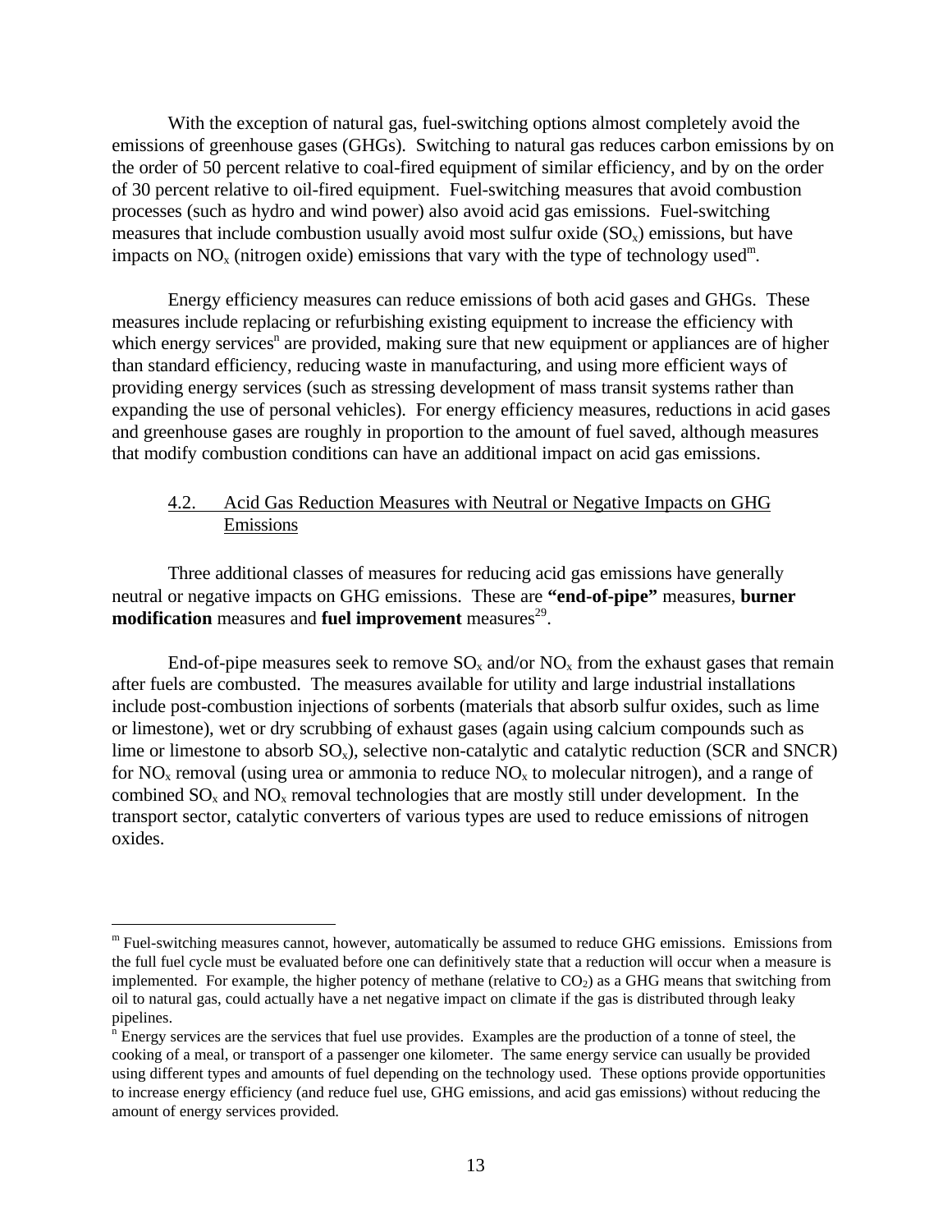With the exception of natural gas, fuel-switching options almost completely avoid the emissions of greenhouse gases (GHGs). Switching to natural gas reduces carbon emissions by on the order of 50 percent relative to coal-fired equipment of similar efficiency, and by on the order of 30 percent relative to oil-fired equipment. Fuel-switching measures that avoid combustion processes (such as hydro and wind power) also avoid acid gas emissions. Fuel-switching measures that include combustion usually avoid most sulfur oxide ($SO_x$) emissions, but have impacts on $NO_x$ (nitrogen oxide) emissions that vary with the type of technology used[m].

Energy efficiency measures can reduce emissions of both acid gases and GHGs. These measures include replacing or refurbishing existing equipment to increase the efficiency with which energy services[n] are provided, making sure that new equipment or appliances are of higher than standard efficiency, reducing waste in manufacturing, and using more efficient ways of providing energy services (such as stressing development of mass transit systems rather than expanding the use of personal vehicles). For energy efficiency measures, reductions in acid gases and greenhouse gases are roughly in proportion to the amount of fuel saved, although measures that modify combustion conditions can have an additional impact on acid gas emissions.

## 4.2. Acid Gas Reduction Measures with Neutral or Negative Impacts on GHG Emissions

Three additional classes of measures for reducing acid gas emissions have generally neutral or negative impacts on GHG emissions. These are **"end-of-pipe"** measures, **burner modification** measures and **fuel improvement** measures[29].

End-of-pipe measures seek to remove $SO_x$ and/or $NO_x$ from the exhaust gases that remain after fuels are combusted. The measures available for utility and large industrial installations include post-combustion injections of sorbents (materials that absorb sulfur oxides, such as lime or limestone), wet or dry scrubbing of exhaust gases (again using calcium compounds such as lime or limestone to absorb $SO_x$), selective non-catalytic and catalytic reduction (SCR and SNCR) for $NO_x$ removal (using urea or ammonia to reduce $NO_x$ to molecular nitrogen), and a range of combined $SO_x$ and $NO_x$ removal technologies that are mostly still under development. In the transport sector, catalytic converters of various types are used to reduce emissions of nitrogen oxides.

---

[m] Fuel-switching measures cannot, however, automatically be assumed to reduce GHG emissions. Emissions from the full fuel cycle must be evaluated before one can definitively state that a reduction will occur when a measure is implemented. For example, the higher potency of methane (relative to $CO_2$) as a GHG means that switching from oil to natural gas, could actually have a net negative impact on climate if the gas is distributed through leaky pipelines.

[n] Energy services are the services that fuel use provides. Examples are the production of a tonne of steel, the cooking of a meal, or transport of a passenger one kilometer. The same energy service can usually be provided using different types and amounts of fuel depending on the technology used. These options provide opportunities to increase energy efficiency (and reduce fuel use, GHG emissions, and acid gas emissions) without reducing the amount of energy services provided.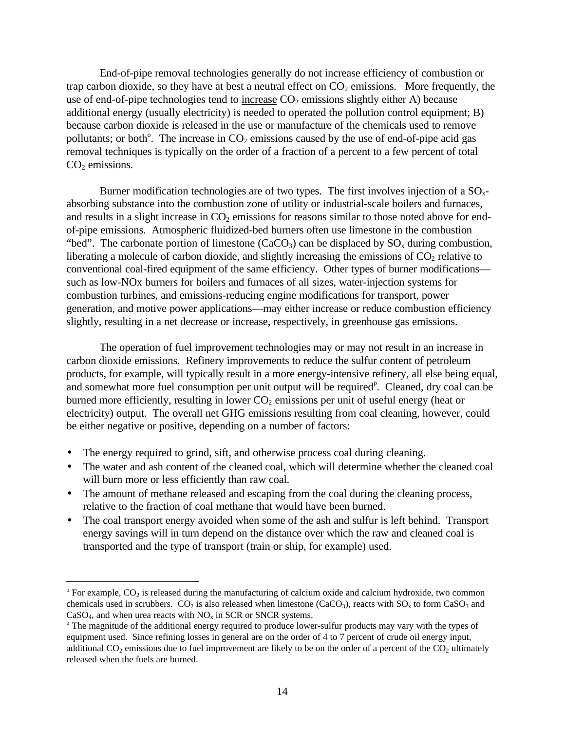End-of-pipe removal technologies generally do not increase efficiency of combustion or trap carbon dioxide, so they have at best a neutral effect on $CO_2$ emissions. More frequently, the use of end-of-pipe technologies tend to <u>increase</u> $CO_2$ emissions slightly either A) because additional energy (usually electricity) is needed to operated the pollution control equipment; B) because carbon dioxide is released in the use or manufacture of the chemicals used to remove pollutants; or both[o]. The increase in $CO_2$ emissions caused by the use of end-of-pipe acid gas removal techniques is typically on the order of a fraction of a percent to a few percent of total $CO_2$ emissions.

Burner modification technologies are of two types. The first involves injection of a $SO_x$-absorbing substance into the combustion zone of utility or industrial-scale boilers and furnaces, and results in a slight increase in $CO_2$ emissions for reasons similar to those noted above for end-of-pipe emissions. Atmospheric fluidized-bed burners often use limestone in the combustion "bed". The carbonate portion of limestone ($CaCO_3$) can be displaced by $SO_x$ during combustion, liberating a molecule of carbon dioxide, and slightly increasing the emissions of $CO_2$ relative to conventional coal-fired equipment of the same efficiency. Other types of burner modifications—such as low-NOx burners for boilers and furnaces of all sizes, water-injection systems for combustion turbines, and emissions-reducing engine modifications for transport, power generation, and motive power applications—may either increase or reduce combustion efficiency slightly, resulting in a net decrease or increase, respectively, in greenhouse gas emissions.

The operation of fuel improvement technologies may or may not result in an increase in carbon dioxide emissions. Refinery improvements to reduce the sulfur content of petroleum products, for example, will typically result in a more energy-intensive refinery, all else being equal, and somewhat more fuel consumption per unit output will be required[p]. Cleaned, dry coal can be burned more efficiently, resulting in lower $CO_2$ emissions per unit of useful energy (heat or electricity) output. The overall net GHG emissions resulting from coal cleaning, however, could be either negative or positive, depending on a number of factors:

- The energy required to grind, sift, and otherwise process coal during cleaning.
- The water and ash content of the cleaned coal, which will determine whether the cleaned coal will burn more or less efficiently than raw coal.
- The amount of methane released and escaping from the coal during the cleaning process, relative to the fraction of coal methane that would have been burned.
- The coal transport energy avoided when some of the ash and sulfur is left behind. Transport energy savings will in turn depend on the distance over which the raw and cleaned coal is transported and the type of transport (train or ship, for example) used.

---

[o] For example, $CO_2$ is released during the manufacturing of calcium oxide and calcium hydroxide, two common chemicals used in scrubbers. $CO_2$ is also released when limestone ($CaCO_3$), reacts with $SO_x$ to form $CaSO_3$ and $CaSO_4$, and when urea reacts with $NO_x$ in SCR or SNCR systems.

[p] The magnitude of the additional energy required to produce lower-sulfur products may vary with the types of equipment used. Since refining losses in general are on the order of 4 to 7 percent of crude oil energy input, additional $CO_2$ emissions due to fuel improvement are likely to be on the order of a percent of the $CO_2$ ultimately released when the fuels are burned.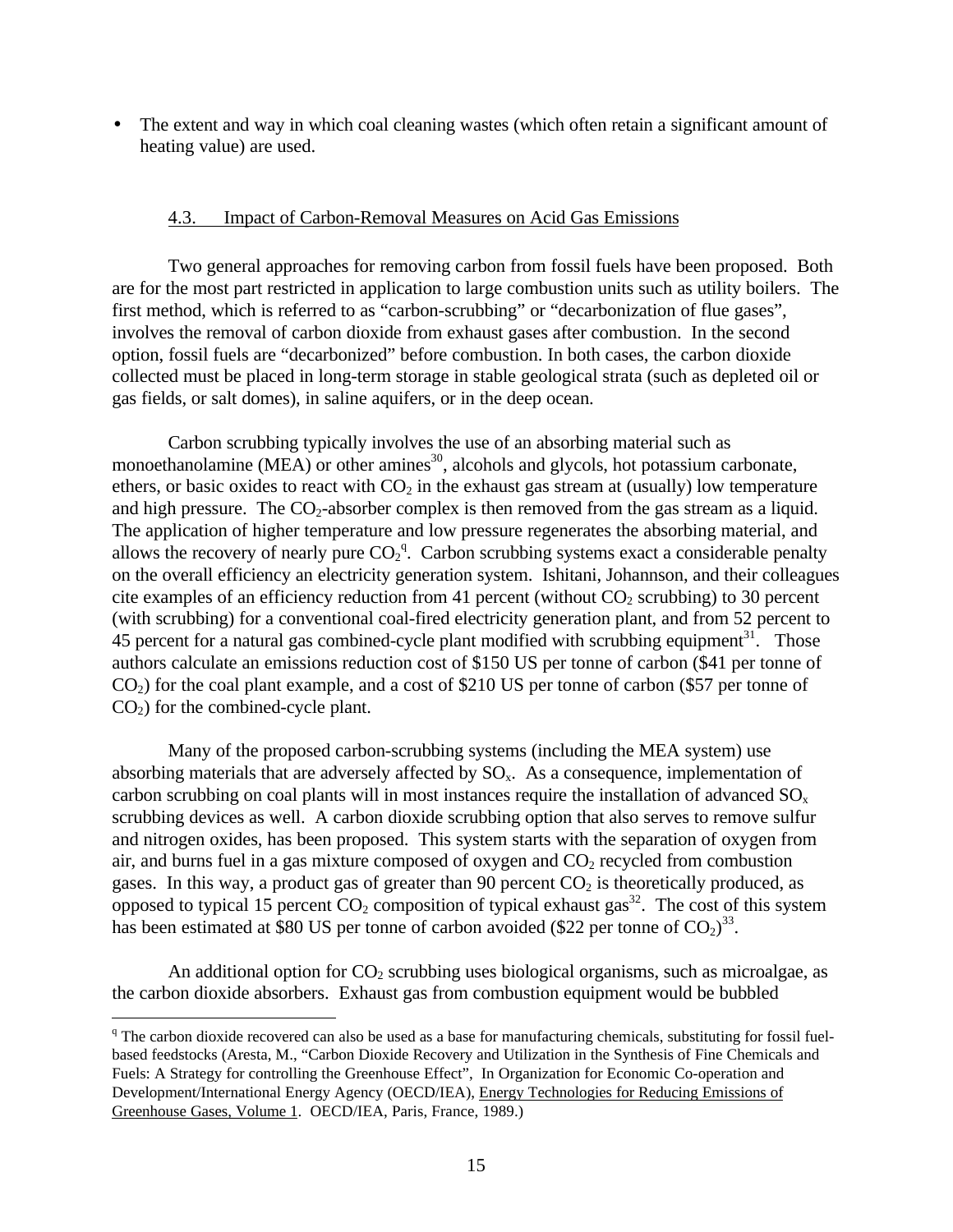- The extent and way in which coal cleaning wastes (which often retain a significant amount of heating value) are used.

### 4.3. Impact of Carbon-Removal Measures on Acid Gas Emissions

Two general approaches for removing carbon from fossil fuels have been proposed. Both are for the most part restricted in application to large combustion units such as utility boilers. The first method, which is referred to as "carbon-scrubbing" or "decarbonization of flue gases", involves the removal of carbon dioxide from exhaust gases after combustion. In the second option, fossil fuels are "decarbonized" before combustion. In both cases, the carbon dioxide collected must be placed in long-term storage in stable geological strata (such as depleted oil or gas fields, or salt domes), in saline aquifers, or in the deep ocean.

Carbon scrubbing typically involves the use of an absorbing material such as monoethanolamine (MEA) or other amines[30], alcohols and glycols, hot potassium carbonate, ethers, or basic oxides to react with $CO_2$ in the exhaust gas stream at (usually) low temperature and high pressure. The $CO_2$-absorber complex is then removed from the gas stream as a liquid. The application of higher temperature and low pressure regenerates the absorbing material, and allows the recovery of nearly pure $CO_2$[q]. Carbon scrubbing systems exact a considerable penalty on the overall efficiency an electricity generation system. Ishitani, Johannson, and their colleagues cite examples of an efficiency reduction from 41 percent (without $CO_2$ scrubbing) to 30 percent (with scrubbing) for a conventional coal-fired electricity generation plant, and from 52 percent to 45 percent for a natural gas combined-cycle plant modified with scrubbing equipment[31]. Those authors calculate an emissions reduction cost of $150 US per tonne of carbon ($41 per tonne of $CO_2$) for the coal plant example, and a cost of $210 US per tonne of carbon ($57 per tonne of $CO_2$) for the combined-cycle plant.

Many of the proposed carbon-scrubbing systems (including the MEA system) use absorbing materials that are adversely affected by $SO_x$. As a consequence, implementation of carbon scrubbing on coal plants will in most instances require the installation of advanced $SO_x$ scrubbing devices as well. A carbon dioxide scrubbing option that also serves to remove sulfur and nitrogen oxides, has been proposed. This system starts with the separation of oxygen from air, and burns fuel in a gas mixture composed of oxygen and $CO_2$ recycled from combustion gases. In this way, a product gas of greater than 90 percent $CO_2$ is theoretically produced, as opposed to typical 15 percent $CO_2$ composition of typical exhaust gas[32]. The cost of this system has been estimated at $80 US per tonne of carbon avoided ($22 per tonne of $CO_2$)[33].

An additional option for $CO_2$ scrubbing uses biological organisms, such as microalgae, as the carbon dioxide absorbers. Exhaust gas from combustion equipment would be bubbled

---

[q] The carbon dioxide recovered can also be used as a base for manufacturing chemicals, substituting for fossil fuel-based feedstocks (Aresta, M., "Carbon Dioxide Recovery and Utilization in the Synthesis of Fine Chemicals and Fuels: A Strategy for controlling the Greenhouse Effect", In Organization for Economic Co-operation and Development/International Energy Agency (OECD/IEA), Energy Technologies for Reducing Emissions of Greenhouse Gases, Volume 1. OECD/IEA, Paris, France, 1989.)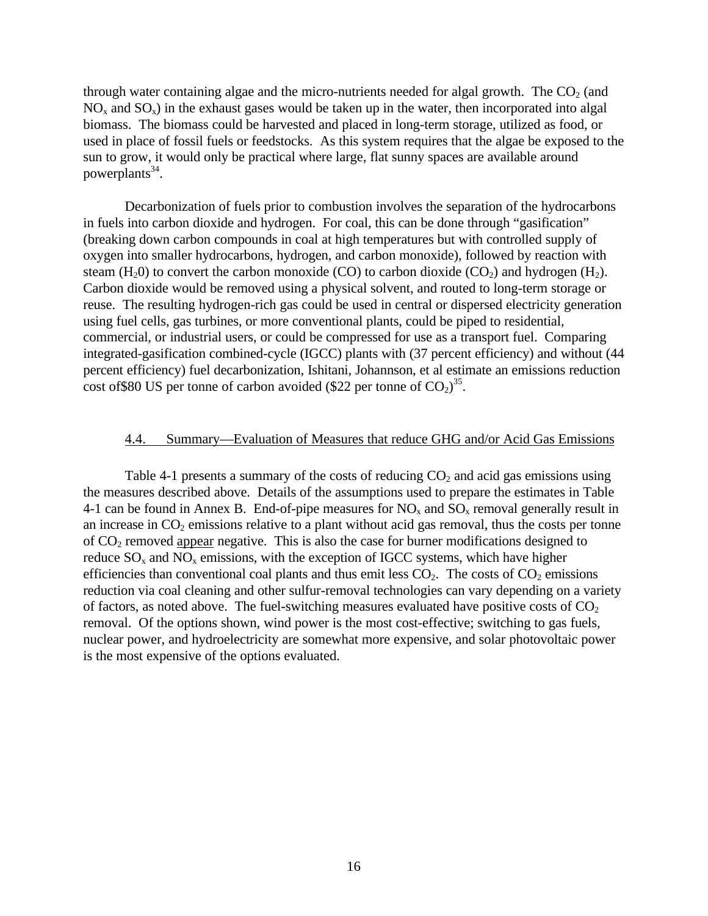through water containing algae and the micro-nutrients needed for algal growth. The $CO_2$ (and $NO_x$ and $SO_x$) in the exhaust gases would be taken up in the water, then incorporated into algal biomass. The biomass could be harvested and placed in long-term storage, utilized as food, or used in place of fossil fuels or feedstocks. As this system requires that the algae be exposed to the sun to grow, it would only be practical where large, flat sunny spaces are available around powerplants[34].

Decarbonization of fuels prior to combustion involves the separation of the hydrocarbons in fuels into carbon dioxide and hydrogen. For coal, this can be done through "gasification" (breaking down carbon compounds in coal at high temperatures but with controlled supply of oxygen into smaller hydrocarbons, hydrogen, and carbon monoxide), followed by reaction with steam ($H_20$) to convert the carbon monoxide (CO) to carbon dioxide ($CO_2$) and hydrogen ($H_2$). Carbon dioxide would be removed using a physical solvent, and routed to long-term storage or reuse. The resulting hydrogen-rich gas could be used in central or dispersed electricity generation using fuel cells, gas turbines, or more conventional plants, could be piped to residential, commercial, or industrial users, or could be compressed for use as a transport fuel. Comparing integrated-gasification combined-cycle (IGCC) plants with (37 percent efficiency) and without (44 percent efficiency) fuel decarbonization, Ishitani, Johannson, et al estimate an emissions reduction cost of$80 US per tonne of carbon avoided ($22 per tonne of $CO_2$)[35].

## 4.4. Summary—Evaluation of Measures that reduce GHG and/or Acid Gas Emissions

Table 4-1 presents a summary of the costs of reducing $CO_2$ and acid gas emissions using the measures described above. Details of the assumptions used to prepare the estimates in Table 4-1 can be found in Annex B. End-of-pipe measures for $NO_x$ and $SO_x$ removal generally result in an increase in $CO_2$ emissions relative to a plant without acid gas removal, thus the costs per tonne of $CO_2$ removed <u>appear</u> negative. This is also the case for burner modifications designed to reduce $SO_x$ and $NO_x$ emissions, with the exception of IGCC systems, which have higher efficiencies than conventional coal plants and thus emit less $CO_2$. The costs of $CO_2$ emissions reduction via coal cleaning and other sulfur-removal technologies can vary depending on a variety of factors, as noted above. The fuel-switching measures evaluated have positive costs of $CO_2$ removal. Of the options shown, wind power is the most cost-effective; switching to gas fuels, nuclear power, and hydroelectricity are somewhat more expensive, and solar photovoltaic power is the most expensive of the options evaluated.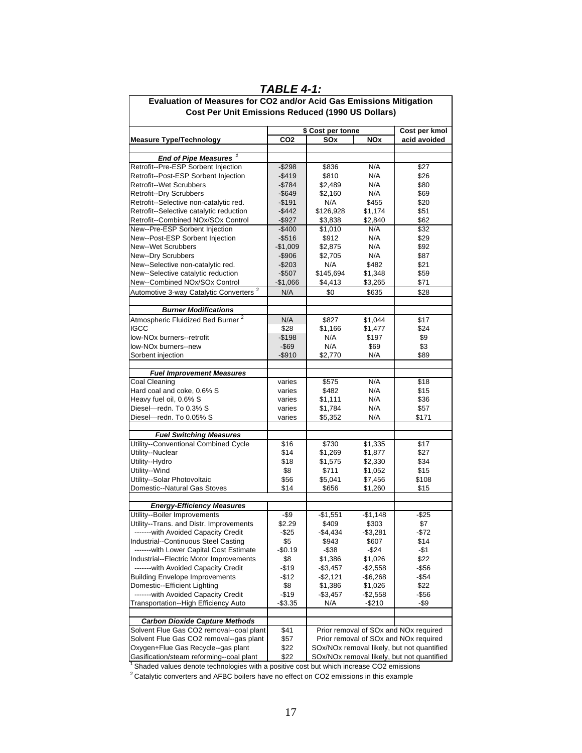## *TABLE 4-1:*

**Evaluation of Measures for CO2 and/or Acid Gas Emissions Mitigation**
**Cost Per Unit Emissions Reduced (1990 US Dollars)**

| Measure Type/Technology | \$ Cost per tonne CO2 | SOx | NOx | Cost per kmol acid avoided |
|---|---|---|---|---|
| ***End of Pipe Measures*** [1] | | | | |
| Retrofit--Pre-ESP Sorbent Injection | -\$298 | \$836 | N/A | \$27 |
| Retrofit--Post-ESP Sorbent Injection | -\$419 | \$810 | N/A | \$26 |
| Retrofit--Wet Scrubbers | -\$784 | \$2,489 | N/A | \$80 |
| Retrofit--Dry Scrubbers | -\$649 | \$2,160 | N/A | \$69 |
| Retrofit--Selective non-catalytic red. | -\$191 | N/A | \$455 | \$20 |
| Retrofit--Selective catalytic reduction | -\$442 | \$126,928 | \$1,174 | \$51 |
| Retrofit--Combined NOx/SOx Control | -\$927 | \$3,838 | \$2,840 | \$62 |
| New--Pre-ESP Sorbent Injection | -\$400 | \$1,010 | N/A | \$32 |
| New--Post-ESP Sorbent Injection | -\$516 | \$912 | N/A | \$29 |
| New--Wet Scrubbers | -\$1,009 | \$2,875 | N/A | \$92 |
| New--Dry Scrubbers | -\$906 | \$2,705 | N/A | \$87 |
| New--Selective non-catalytic red. | -\$203 | N/A | \$482 | \$21 |
| New--Selective catalytic reduction | -\$507 | \$145,694 | \$1,348 | \$59 |
| New--Combined NOx/SOx Control | -\$1,066 | \$4,413 | \$3,265 | \$71 |
| Automotive 3-way Catalytic Converters [2] | N/A | \$0 | \$635 | \$28 |
| ***Burner Modifications*** | | | | |
| Atmospheric Fluidized Bed Burner [2] | N/A | \$827 | \$1,044 | \$17 |
| IGCC | \$28 | \$1,166 | \$1,477 | \$24 |
| low-NOx burners--retrofit | -\$198 | N/A | \$197 | \$9 |
| low-NOx burners--new | -\$69 | N/A | \$69 | \$3 |
| Sorbent injection | -\$910 | \$2,770 | N/A | \$89 |
| ***Fuel Improvement Measures*** | | | | |
| Coal Cleaning | varies | \$575 | N/A | \$18 |
| Hard coal and coke, 0.6% S | varies | \$482 | N/A | \$15 |
| Heavy fuel oil, 0.6% S | varies | \$1,111 | N/A | \$36 |
| Diesel—redn. To 0.3% S | varies | \$1,784 | N/A | \$57 |
| Diesel—redn. To 0.05% S | varies | \$5,352 | N/A | \$171 |
| ***Fuel Switching Measures*** | | | | |
| Utility--Conventional Combined Cycle | \$16 | \$730 | \$1,335 | \$17 |
| Utility--Nuclear | \$14 | \$1,269 | \$1,877 | \$27 |
| Utility--Hydro | \$18 | \$1,575 | \$2,330 | \$34 |
| Utility--Wind | \$8 | \$711 | \$1,052 | \$15 |
| Utility--Solar Photovoltaic | \$56 | \$5,041 | \$7,456 | \$108 |
| Domestic--Natural Gas Stoves | \$14 | \$656 | \$1,260 | \$15 |
| ***Energy-Efficiency Measures*** | | | | |
| Utility--Boiler Improvements | -\$9 | -\$1,551 | -\$1,148 | -\$25 |
| Utility--Trans. and Distr. Improvements | \$2.29 | \$409 | \$303 | \$7 |
| -------with Avoided Capacity Credit | -\$25 | -\$4,434 | -\$3,281 | -\$72 |
| Industrial--Continuous Steel Casting | \$5 | \$943 | \$607 | \$14 |
| -------with Lower Capital Cost Estimate | -\$0.19 | -\$38 | -\$24 | -\$1 |
| Industrial--Electric Motor Improvements | \$8 | \$1,386 | \$1,026 | \$22 |
| -------with Avoided Capacity Credit | -\$19 | -\$3,457 | -\$2,558 | -\$56 |
| Building Envelope Improvements | -\$12 | -\$2,121 | -\$6,268 | -\$54 |
| Domestic--Efficient Lighting | \$8 | \$1,386 | \$1,026 | \$22 |
| -------with Avoided Capacity Credit | -\$19 | -\$3,457 | -\$2,558 | -\$56 |
| Transportation--High Efficiency Auto | -\$3.35 | N/A | -\$210 | -\$9 |
| ***Carbon Dioxide Capture Methods*** | | | | |
| Solvent Flue Gas CO2 removal--coal plant | \$41 | Prior removal of SOx and NOx required | | |
| Solvent Flue Gas CO2 removal--gas plant | \$57 | Prior removal of SOx and NOx required | | |
| Oxygen+Flue Gas Recycle--gas plant | \$22 | SOx/NOx removal likely, but not quantified | | |
| Gasification/steam reforming--coal plant | \$22 | SOx/NOx removal likely, but not quantified | | |

[1] Shaded values denote technologies with a positive cost but which increase CO2 emissions

[2] Catalytic converters and AFBC boilers have no effect on CO2 emissions in this example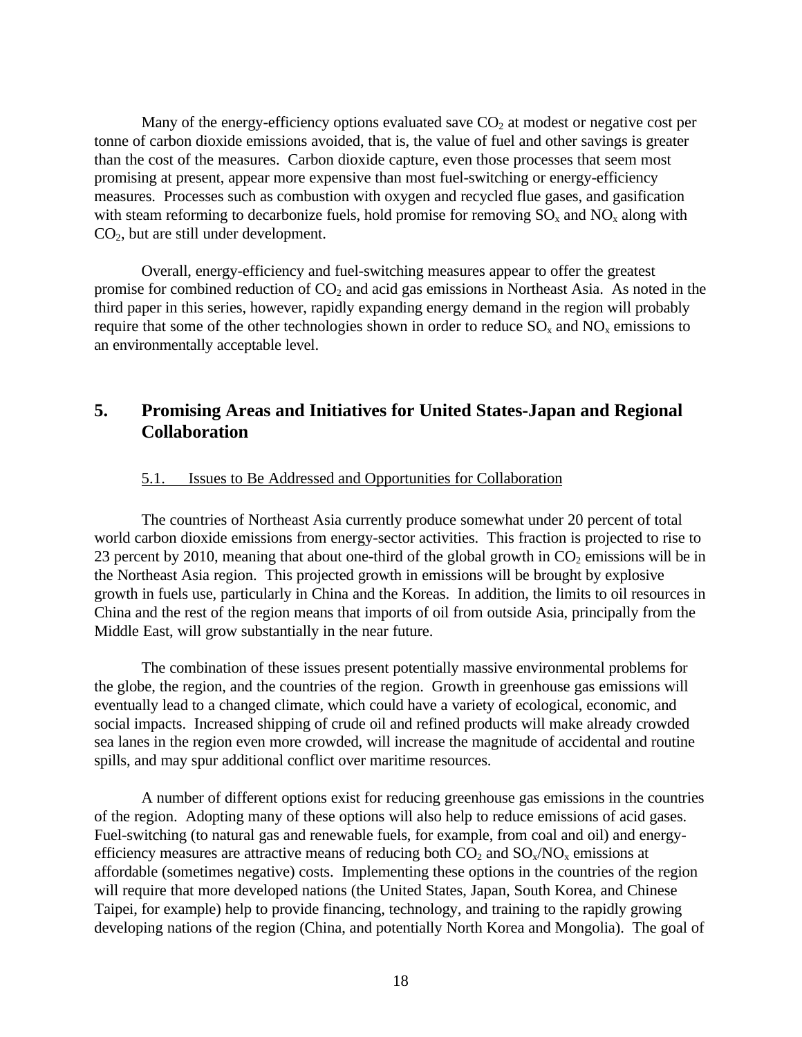Many of the energy-efficiency options evaluated save $CO_2$ at modest or negative cost per tonne of carbon dioxide emissions avoided, that is, the value of fuel and other savings is greater than the cost of the measures. Carbon dioxide capture, even those processes that seem most promising at present, appear more expensive than most fuel-switching or energy-efficiency measures. Processes such as combustion with oxygen and recycled flue gases, and gasification with steam reforming to decarbonize fuels, hold promise for removing $SO_x$ and $NO_x$ along with $CO_2$, but are still under development.

Overall, energy-efficiency and fuel-switching measures appear to offer the greatest promise for combined reduction of $CO_2$ and acid gas emissions in Northeast Asia. As noted in the third paper in this series, however, rapidly expanding energy demand in the region will probably require that some of the other technologies shown in order to reduce $SO_x$ and $NO_x$ emissions to an environmentally acceptable level.

## 5. Promising Areas and Initiatives for United States-Japan and Regional Collaboration

### 5.1. Issues to Be Addressed and Opportunities for Collaboration

The countries of Northeast Asia currently produce somewhat under 20 percent of total world carbon dioxide emissions from energy-sector activities. This fraction is projected to rise to 23 percent by 2010, meaning that about one-third of the global growth in $CO_2$ emissions will be in the Northeast Asia region. This projected growth in emissions will be brought by explosive growth in fuels use, particularly in China and the Koreas. In addition, the limits to oil resources in China and the rest of the region means that imports of oil from outside Asia, principally from the Middle East, will grow substantially in the near future.

The combination of these issues present potentially massive environmental problems for the globe, the region, and the countries of the region. Growth in greenhouse gas emissions will eventually lead to a changed climate, which could have a variety of ecological, economic, and social impacts. Increased shipping of crude oil and refined products will make already crowded sea lanes in the region even more crowded, will increase the magnitude of accidental and routine spills, and may spur additional conflict over maritime resources.

A number of different options exist for reducing greenhouse gas emissions in the countries of the region. Adopting many of these options will also help to reduce emissions of acid gases. Fuel-switching (to natural gas and renewable fuels, for example, from coal and oil) and energy-efficiency measures are attractive means of reducing both $CO_2$ and $SO_x/NO_x$ emissions at affordable (sometimes negative) costs. Implementing these options in the countries of the region will require that more developed nations (the United States, Japan, South Korea, and Chinese Taipei, for example) help to provide financing, technology, and training to the rapidly growing developing nations of the region (China, and potentially North Korea and Mongolia). The goal of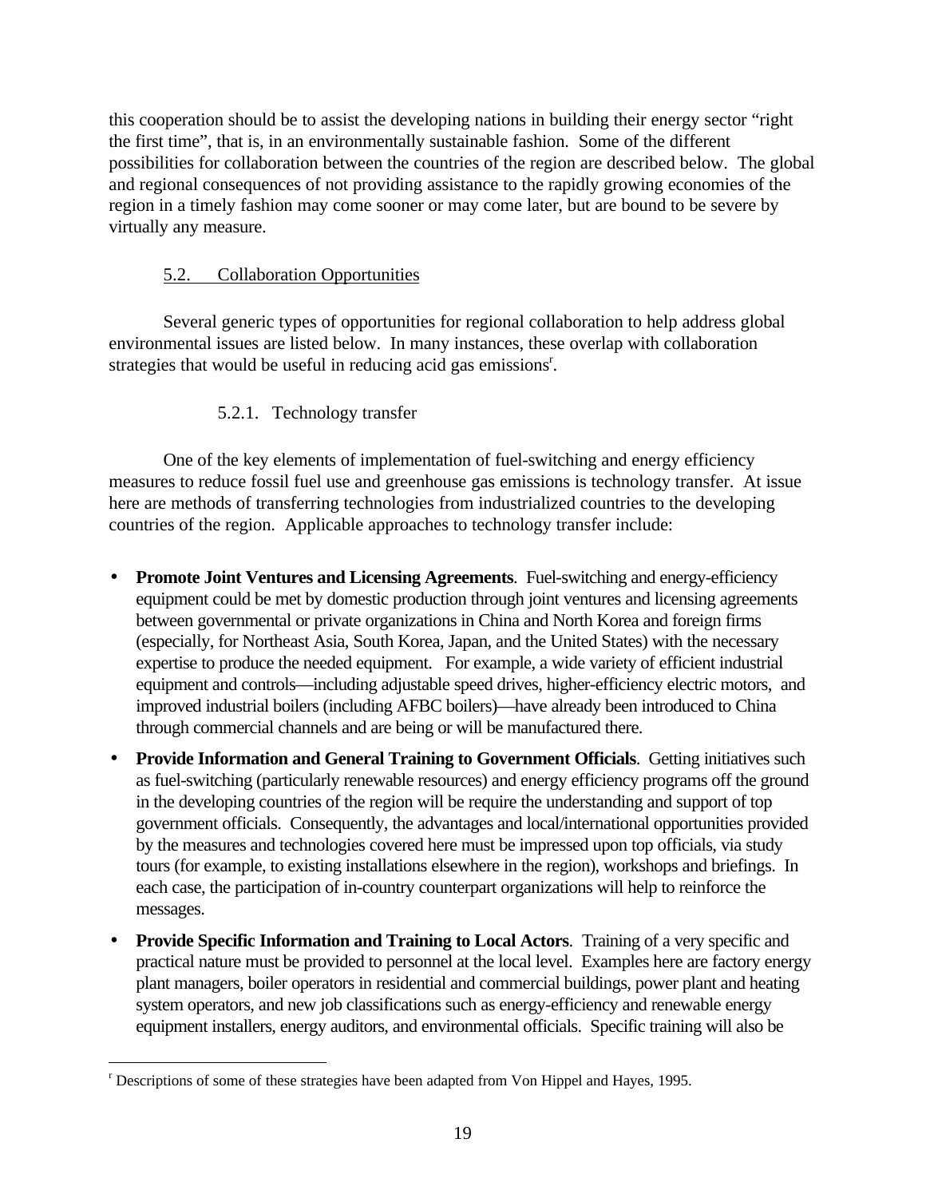this cooperation should be to assist the developing nations in building their energy sector "right the first time", that is, in an environmentally sustainable fashion. Some of the different possibilities for collaboration between the countries of the region are described below. The global and regional consequences of not providing assistance to the rapidly growing economies of the region in a timely fashion may come sooner or may come later, but are bound to be severe by virtually any measure.

### 5.2. Collaboration Opportunities

Several generic types of opportunities for regional collaboration to help address global environmental issues are listed below. In many instances, these overlap with collaboration strategies that would be useful in reducing acid gas emissions[r].

#### 5.2.1. Technology transfer

One of the key elements of implementation of fuel-switching and energy efficiency measures to reduce fossil fuel use and greenhouse gas emissions is technology transfer. At issue here are methods of transferring technologies from industrialized countries to the developing countries of the region. Applicable approaches to technology transfer include:

- **Promote Joint Ventures and Licensing Agreements**. Fuel-switching and energy-efficiency equipment could be met by domestic production through joint ventures and licensing agreements between governmental or private organizations in China and North Korea and foreign firms (especially, for Northeast Asia, South Korea, Japan, and the United States) with the necessary expertise to produce the needed equipment. For example, a wide variety of efficient industrial equipment and controls—including adjustable speed drives, higher-efficiency electric motors, and improved industrial boilers (including AFBC boilers)—have already been introduced to China through commercial channels and are being or will be manufactured there.
- **Provide Information and General Training to Government Officials**. Getting initiatives such as fuel-switching (particularly renewable resources) and energy efficiency programs off the ground in the developing countries of the region will be require the understanding and support of top government officials. Consequently, the advantages and local/international opportunities provided by the measures and technologies covered here must be impressed upon top officials, via study tours (for example, to existing installations elsewhere in the region), workshops and briefings. In each case, the participation of in-country counterpart organizations will help to reinforce the messages.
- **Provide Specific Information and Training to Local Actors**. Training of a very specific and practical nature must be provided to personnel at the local level. Examples here are factory energy plant managers, boiler operators in residential and commercial buildings, power plant and heating system operators, and new job classifications such as energy-efficiency and renewable energy equipment installers, energy auditors, and environmental officials. Specific training will also be

---

[r] Descriptions of some of these strategies have been adapted from Von Hippel and Hayes, 1995.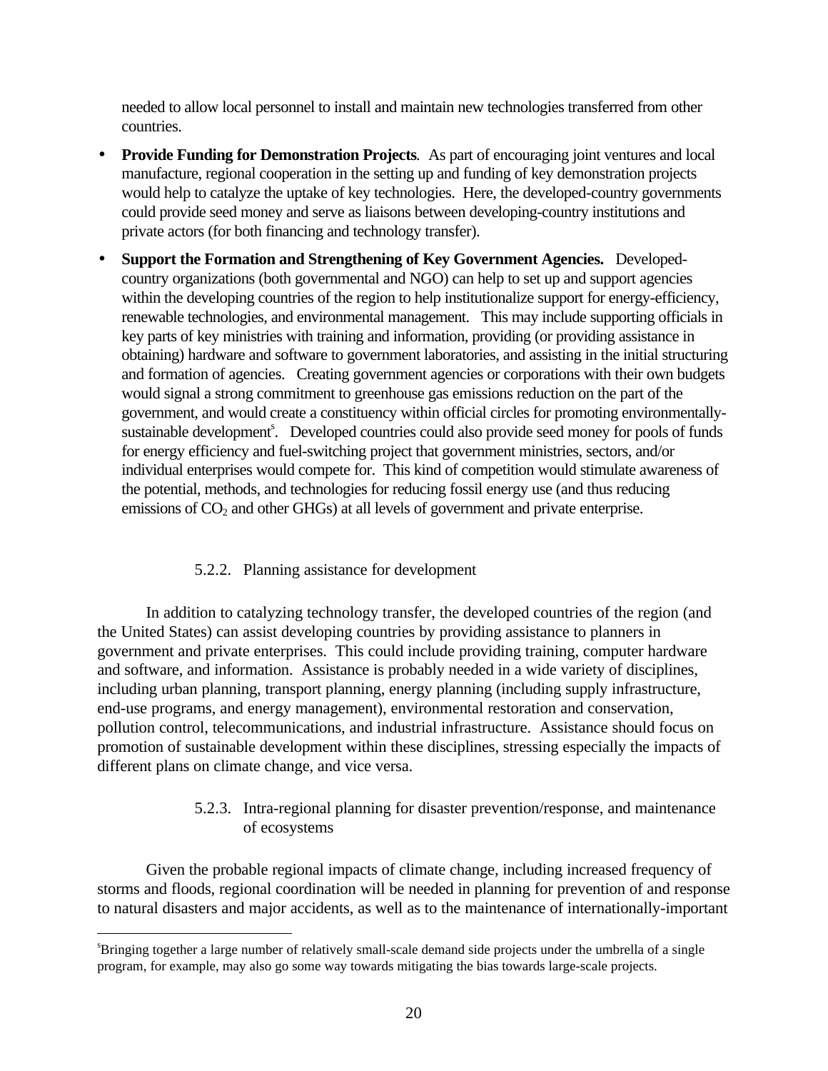needed to allow local personnel to install and maintain new technologies transferred from other countries.

- **Provide Funding for Demonstration Projects**. As part of encouraging joint ventures and local manufacture, regional cooperation in the setting up and funding of key demonstration projects would help to catalyze the uptake of key technologies. Here, the developed-country governments could provide seed money and serve as liaisons between developing-country institutions and private actors (for both financing and technology transfer).

- **Support the Formation and Strengthening of Key Government Agencies.** Developed-country organizations (both governmental and NGO) can help to set up and support agencies within the developing countries of the region to help institutionalize support for energy-efficiency, renewable technologies, and environmental management. This may include supporting officials in key parts of key ministries with training and information, providing (or providing assistance in obtaining) hardware and software to government laboratories, and assisting in the initial structuring and formation of agencies. Creating government agencies or corporations with their own budgets would signal a strong commitment to greenhouse gas emissions reduction on the part of the government, and would create a constituency within official circles for promoting environmentally-sustainable development[s]. Developed countries could also provide seed money for pools of funds for energy efficiency and fuel-switching project that government ministries, sectors, and/or individual enterprises would compete for. This kind of competition would stimulate awareness of the potential, methods, and technologies for reducing fossil energy use (and thus reducing emissions of $CO_2$ and other GHGs) at all levels of government and private enterprise.

#### 5.2.2. Planning assistance for development

In addition to catalyzing technology transfer, the developed countries of the region (and the United States) can assist developing countries by providing assistance to planners in government and private enterprises. This could include providing training, computer hardware and software, and information. Assistance is probably needed in a wide variety of disciplines, including urban planning, transport planning, energy planning (including supply infrastructure, end-use programs, and energy management), environmental restoration and conservation, pollution control, telecommunications, and industrial infrastructure. Assistance should focus on promotion of sustainable development within these disciplines, stressing especially the impacts of different plans on climate change, and vice versa.

#### 5.2.3. Intra-regional planning for disaster prevention/response, and maintenance of ecosystems

Given the probable regional impacts of climate change, including increased frequency of storms and floods, regional coordination will be needed in planning for prevention of and response to natural disasters and major accidents, as well as to the maintenance of internationally-important

---

[s]Bringing together a large number of relatively small-scale demand side projects under the umbrella of a single program, for example, may also go some way towards mitigating the bias towards large-scale projects.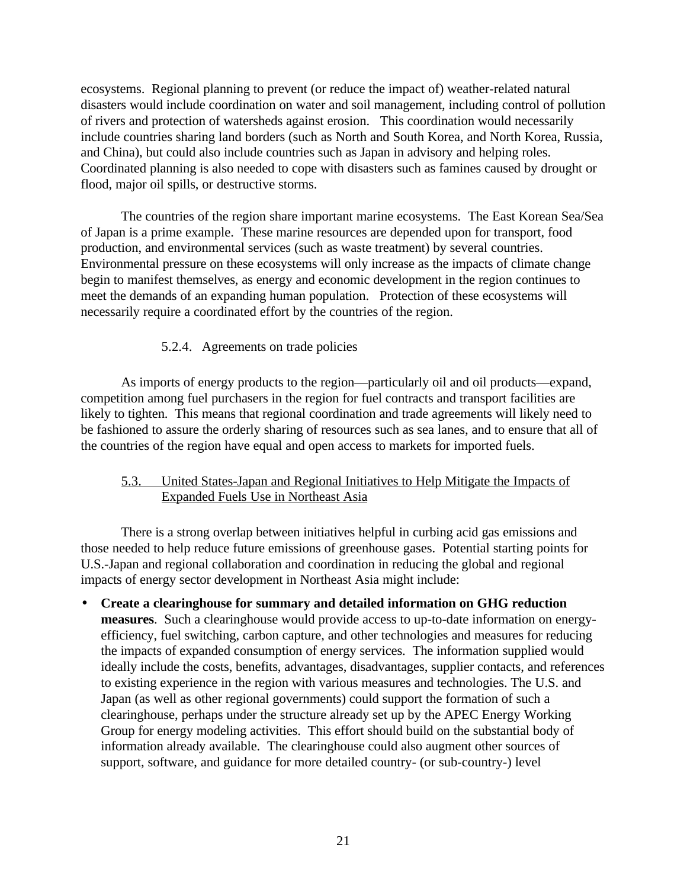ecosystems. Regional planning to prevent (or reduce the impact of) weather-related natural disasters would include coordination on water and soil management, including control of pollution of rivers and protection of watersheds against erosion. This coordination would necessarily include countries sharing land borders (such as North and South Korea, and North Korea, Russia, and China), but could also include countries such as Japan in advisory and helping roles. Coordinated planning is also needed to cope with disasters such as famines caused by drought or flood, major oil spills, or destructive storms.

The countries of the region share important marine ecosystems. The East Korean Sea/Sea of Japan is a prime example. These marine resources are depended upon for transport, food production, and environmental services (such as waste treatment) by several countries. Environmental pressure on these ecosystems will only increase as the impacts of climate change begin to manifest themselves, as energy and economic development in the region continues to meet the demands of an expanding human population. Protection of these ecosystems will necessarily require a coordinated effort by the countries of the region.

#### 5.2.4. Agreements on trade policies

As imports of energy products to the region—particularly oil and oil products—expand, competition among fuel purchasers in the region for fuel contracts and transport facilities are likely to tighten. This means that regional coordination and trade agreements will likely need to be fashioned to assure the orderly sharing of resources such as sea lanes, and to ensure that all of the countries of the region have equal and open access to markets for imported fuels.

### 5.3. United States-Japan and Regional Initiatives to Help Mitigate the Impacts of Expanded Fuels Use in Northeast Asia

There is a strong overlap between initiatives helpful in curbing acid gas emissions and those needed to help reduce future emissions of greenhouse gases. Potential starting points for U.S.-Japan and regional collaboration and coordination in reducing the global and regional impacts of energy sector development in Northeast Asia might include:

- **Create a clearinghouse for summary and detailed information on GHG reduction measures**. Such a clearinghouse would provide access to up-to-date information on energy-efficiency, fuel switching, carbon capture, and other technologies and measures for reducing the impacts of expanded consumption of energy services. The information supplied would ideally include the costs, benefits, advantages, disadvantages, supplier contacts, and references to existing experience in the region with various measures and technologies. The U.S. and Japan (as well as other regional governments) could support the formation of such a clearinghouse, perhaps under the structure already set up by the APEC Energy Working Group for energy modeling activities. This effort should build on the substantial body of information already available. The clearinghouse could also augment other sources of support, software, and guidance for more detailed country- (or sub-country-) level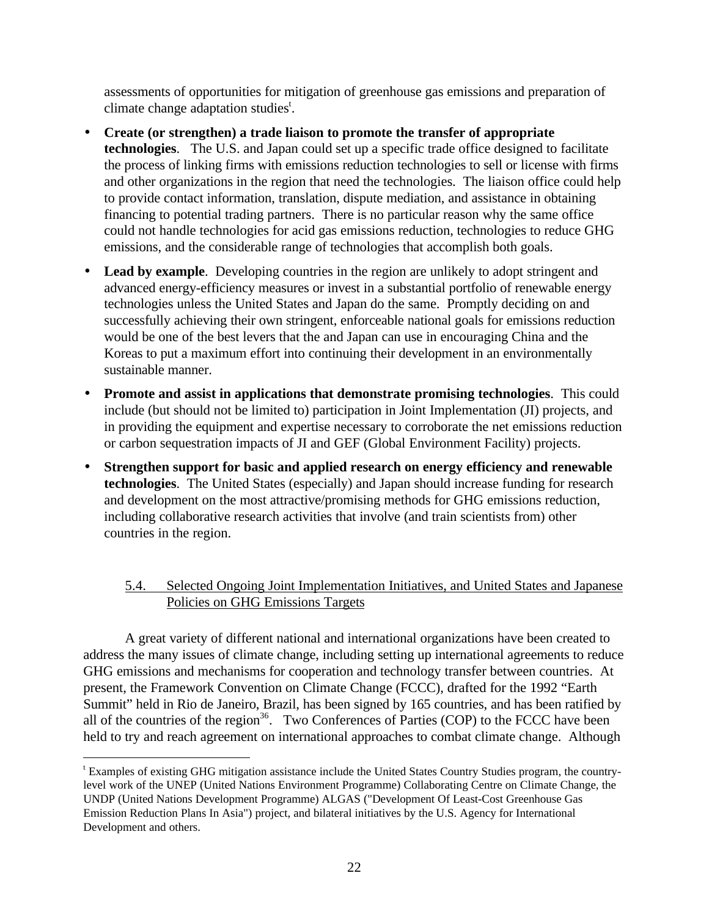assessments of opportunities for mitigation of greenhouse gas emissions and preparation of climate change adaptation studies[t].

- **Create (or strengthen) a trade liaison to promote the transfer of appropriate technologies**. The U.S. and Japan could set up a specific trade office designed to facilitate the process of linking firms with emissions reduction technologies to sell or license with firms and other organizations in the region that need the technologies. The liaison office could help to provide contact information, translation, dispute mediation, and assistance in obtaining financing to potential trading partners. There is no particular reason why the same office could not handle technologies for acid gas emissions reduction, technologies to reduce GHG emissions, and the considerable range of technologies that accomplish both goals.
- **Lead by example**. Developing countries in the region are unlikely to adopt stringent and advanced energy-efficiency measures or invest in a substantial portfolio of renewable energy technologies unless the United States and Japan do the same. Promptly deciding on and successfully achieving their own stringent, enforceable national goals for emissions reduction would be one of the best levers that the and Japan can use in encouraging China and the Koreas to put a maximum effort into continuing their development in an environmentally sustainable manner.
- **Promote and assist in applications that demonstrate promising technologies**. This could include (but should not be limited to) participation in Joint Implementation (JI) projects, and in providing the equipment and expertise necessary to corroborate the net emissions reduction or carbon sequestration impacts of JI and GEF (Global Environment Facility) projects.
- **Strengthen support for basic and applied research on energy efficiency and renewable technologies**. The United States (especially) and Japan should increase funding for research and development on the most attractive/promising methods for GHG emissions reduction, including collaborative research activities that involve (and train scientists from) other countries in the region.

### 5.4. Selected Ongoing Joint Implementation Initiatives, and United States and Japanese Policies on GHG Emissions Targets

A great variety of different national and international organizations have been created to address the many issues of climate change, including setting up international agreements to reduce GHG emissions and mechanisms for cooperation and technology transfer between countries. At present, the Framework Convention on Climate Change (FCCC), drafted for the 1992 "Earth Summit" held in Rio de Janeiro, Brazil, has been signed by 165 countries, and has been ratified by all of the countries of the region[36]. Two Conferences of Parties (COP) to the FCCC have been held to try and reach agreement on international approaches to combat climate change. Although

---

[t] Examples of existing GHG mitigation assistance include the United States Country Studies program, the country-level work of the UNEP (United Nations Environment Programme) Collaborating Centre on Climate Change, the UNDP (United Nations Development Programme) ALGAS ("Development Of Least-Cost Greenhouse Gas Emission Reduction Plans In Asia") project, and bilateral initiatives by the U.S. Agency for International Development and others.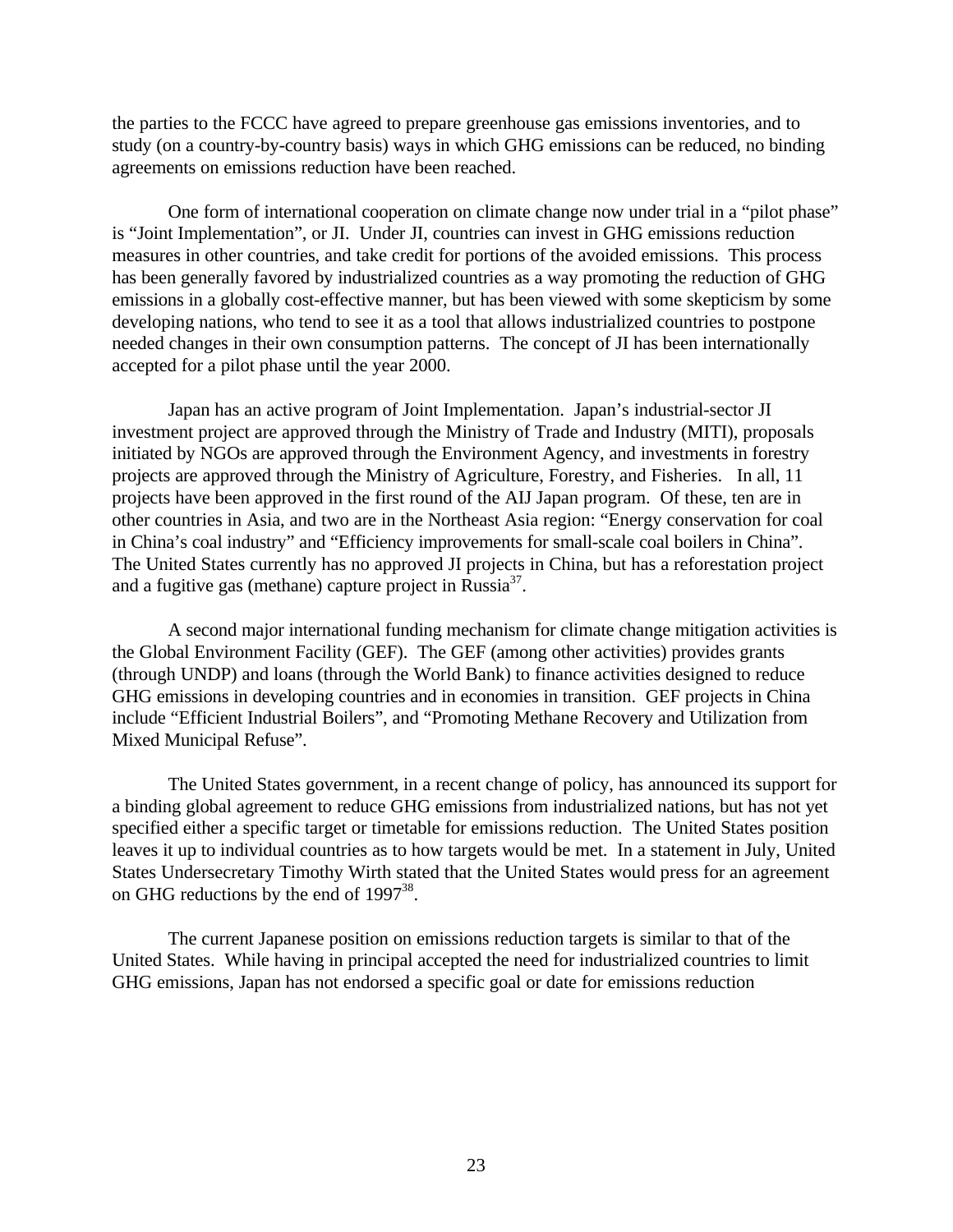the parties to the FCCC have agreed to prepare greenhouse gas emissions inventories, and to study (on a country-by-country basis) ways in which GHG emissions can be reduced, no binding agreements on emissions reduction have been reached.

One form of international cooperation on climate change now under trial in a "pilot phase" is "Joint Implementation", or JI. Under JI, countries can invest in GHG emissions reduction measures in other countries, and take credit for portions of the avoided emissions. This process has been generally favored by industrialized countries as a way promoting the reduction of GHG emissions in a globally cost-effective manner, but has been viewed with some skepticism by some developing nations, who tend to see it as a tool that allows industrialized countries to postpone needed changes in their own consumption patterns. The concept of JI has been internationally accepted for a pilot phase until the year 2000.

Japan has an active program of Joint Implementation. Japan's industrial-sector JI investment project are approved through the Ministry of Trade and Industry (MITI), proposals initiated by NGOs are approved through the Environment Agency, and investments in forestry projects are approved through the Ministry of Agriculture, Forestry, and Fisheries. In all, 11 projects have been approved in the first round of the AIJ Japan program. Of these, ten are in other countries in Asia, and two are in the Northeast Asia region: "Energy conservation for coal in China's coal industry" and "Efficiency improvements for small-scale coal boilers in China". The United States currently has no approved JI projects in China, but has a reforestation project and a fugitive gas (methane) capture project in Russia[37].

A second major international funding mechanism for climate change mitigation activities is the Global Environment Facility (GEF). The GEF (among other activities) provides grants (through UNDP) and loans (through the World Bank) to finance activities designed to reduce GHG emissions in developing countries and in economies in transition. GEF projects in China include "Efficient Industrial Boilers", and "Promoting Methane Recovery and Utilization from Mixed Municipal Refuse".

The United States government, in a recent change of policy, has announced its support for a binding global agreement to reduce GHG emissions from industrialized nations, but has not yet specified either a specific target or timetable for emissions reduction. The United States position leaves it up to individual countries as to how targets would be met. In a statement in July, United States Undersecretary Timothy Wirth stated that the United States would press for an agreement on GHG reductions by the end of 1997[38].

The current Japanese position on emissions reduction targets is similar to that of the United States. While having in principal accepted the need for industrialized countries to limit GHG emissions, Japan has not endorsed a specific goal or date for emissions reduction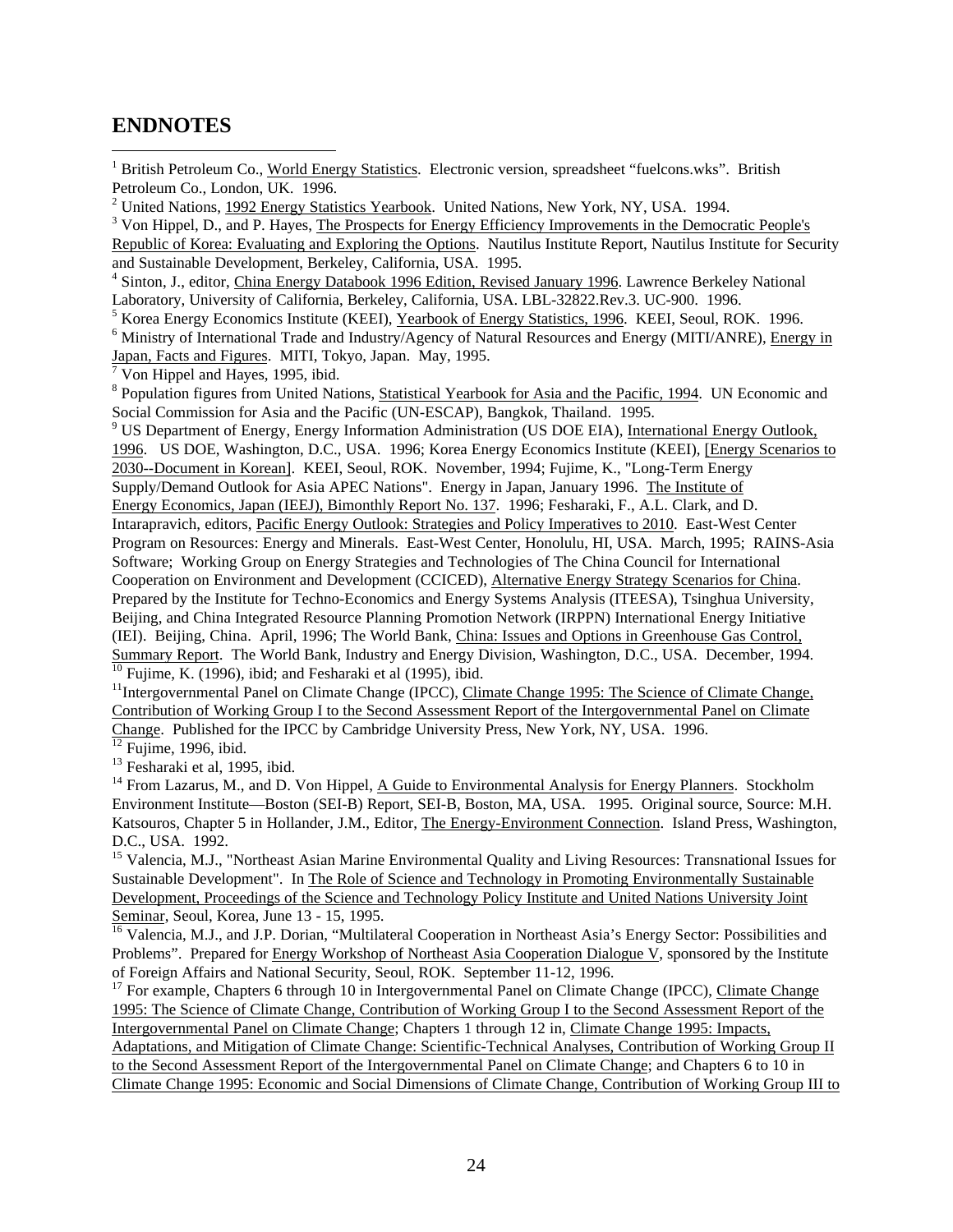## ENDNOTES

[1] British Petroleum Co., World Energy Statistics. Electronic version, spreadsheet "fuelcons.wks". British Petroleum Co., London, UK. 1996.

[2] United Nations, 1992 Energy Statistics Yearbook. United Nations, New York, NY, USA. 1994.

[3] Von Hippel, D., and P. Hayes, The Prospects for Energy Efficiency Improvements in the Democratic People's Republic of Korea: Evaluating and Exploring the Options. Nautilus Institute Report, Nautilus Institute for Security and Sustainable Development, Berkeley, California, USA. 1995.

[4] Sinton, J., editor, China Energy Databook 1996 Edition, Revised January 1996. Lawrence Berkeley National Laboratory, University of California, Berkeley, California, USA. LBL-32822.Rev.3. UC-900. 1996.

[5] Korea Energy Economics Institute (KEEI), Yearbook of Energy Statistics, 1996. KEEI, Seoul, ROK. 1996.

[6] Ministry of International Trade and Industry/Agency of Natural Resources and Energy (MITI/ANRE), Energy in Japan, Facts and Figures. MITI, Tokyo, Japan. May, 1995.

[7] Von Hippel and Hayes, 1995, ibid.

[8] Population figures from United Nations, Statistical Yearbook for Asia and the Pacific, 1994. UN Economic and Social Commission for Asia and the Pacific (UN-ESCAP), Bangkok, Thailand. 1995.

[9] US Department of Energy, Energy Information Administration (US DOE EIA), International Energy Outlook, 1996. US DOE, Washington, D.C., USA. 1996; Korea Energy Economics Institute (KEEI), [Energy Scenarios to 2030--Document in Korean]. KEEI, Seoul, ROK. November, 1994; Fujime, K., "Long-Term Energy Supply/Demand Outlook for Asia APEC Nations". Energy in Japan, January 1996. The Institute of Energy Economics, Japan (IEEJ), Bimonthly Report No. 137. 1996; Fesharaki, F., A.L. Clark, and D. Intarapravich, editors, Pacific Energy Outlook: Strategies and Policy Imperatives to 2010. East-West Center Program on Resources: Energy and Minerals. East-West Center, Honolulu, HI, USA. March, 1995; RAINS-Asia Software; Working Group on Energy Strategies and Technologies of The China Council for International Cooperation on Environment and Development (CCICED), Alternative Energy Strategy Scenarios for China. Prepared by the Institute for Techno-Economics and Energy Systems Analysis (ITEESA), Tsinghua University, Beijing, and China Integrated Resource Planning Promotion Network (IRPPN) International Energy Initiative (IEI). Beijing, China. April, 1996; The World Bank, China: Issues and Options in Greenhouse Gas Control, Summary Report. The World Bank, Industry and Energy Division, Washington, D.C., USA. December, 1994.

[10] Fujime, K. (1996), ibid; and Fesharaki et al (1995), ibid.

[11] Intergovernmental Panel on Climate Change (IPCC), Climate Change 1995: The Science of Climate Change, Contribution of Working Group I to the Second Assessment Report of the Intergovernmental Panel on Climate Change. Published for the IPCC by Cambridge University Press, New York, NY, USA. 1996.

[12] Fujime, 1996, ibid.

[13] Fesharaki et al, 1995, ibid.

[14] From Lazarus, M., and D. Von Hippel, A Guide to Environmental Analysis for Energy Planners. Stockholm Environment Institute—Boston (SEI-B) Report, SEI-B, Boston, MA, USA. 1995. Original source, Source: M.H. Katsouros, Chapter 5 in Hollander, J.M., Editor, The Energy-Environment Connection. Island Press, Washington, D.C., USA. 1992.

[15] Valencia, M.J., "Northeast Asian Marine Environmental Quality and Living Resources: Transnational Issues for Sustainable Development". In The Role of Science and Technology in Promoting Environmentally Sustainable Development, Proceedings of the Science and Technology Policy Institute and United Nations University Joint Seminar, Seoul, Korea, June 13 - 15, 1995.

[16] Valencia, M.J., and J.P. Dorian, "Multilateral Cooperation in Northeast Asia's Energy Sector: Possibilities and Problems". Prepared for Energy Workshop of Northeast Asia Cooperation Dialogue V, sponsored by the Institute of Foreign Affairs and National Security, Seoul, ROK. September 11-12, 1996.

[17] For example, Chapters 6 through 10 in Intergovernmental Panel on Climate Change (IPCC), Climate Change 1995: The Science of Climate Change, Contribution of Working Group I to the Second Assessment Report of the Intergovernmental Panel on Climate Change; Chapters 1 through 12 in, Climate Change 1995: Impacts, Adaptations, and Mitigation of Climate Change: Scientific-Technical Analyses, Contribution of Working Group II to the Second Assessment Report of the Intergovernmental Panel on Climate Change; and Chapters 6 to 10 in Climate Change 1995: Economic and Social Dimensions of Climate Change, Contribution of Working Group III to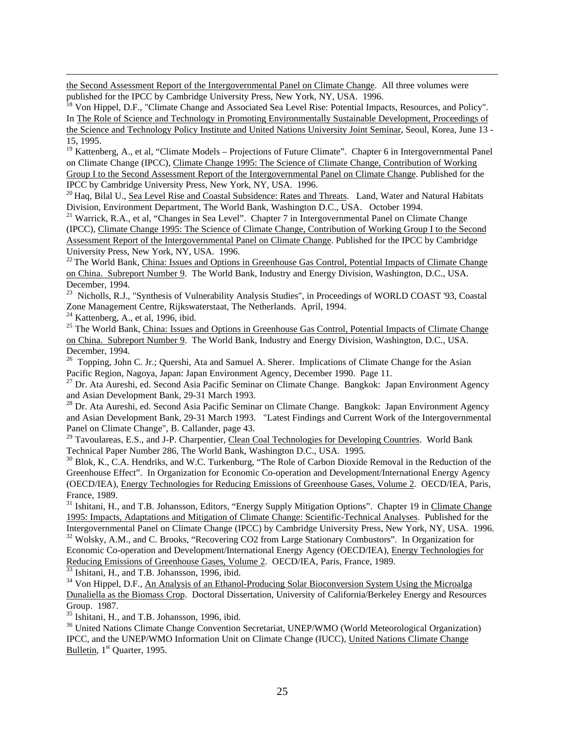the Second Assessment Report of the Intergovernmental Panel on Climate Change. All three volumes were published for the IPCC by Cambridge University Press, New York, NY, USA. 1996.

[18] Von Hippel, D.F., "Climate Change and Associated Sea Level Rise: Potential Impacts, Resources, and Policy". In The Role of Science and Technology in Promoting Environmentally Sustainable Development, Proceedings of the Science and Technology Policy Institute and United Nations University Joint Seminar, Seoul, Korea, June 13 - 15, 1995.

[19] Kattenberg, A., et al, "Climate Models – Projections of Future Climate". Chapter 6 in Intergovernmental Panel on Climate Change (IPCC), Climate Change 1995: The Science of Climate Change, Contribution of Working Group I to the Second Assessment Report of the Intergovernmental Panel on Climate Change. Published for the IPCC by Cambridge University Press, New York, NY, USA. 1996.

[20] Haq, Bilal U., Sea Level Rise and Coastal Subsidence: Rates and Threats. Land, Water and Natural Habitats Division, Environment Department, The World Bank, Washington D.C., USA. October 1994.

[21] Warrick, R.A., et al, "Changes in Sea Level". Chapter 7 in Intergovernmental Panel on Climate Change (IPCC), Climate Change 1995: The Science of Climate Change, Contribution of Working Group I to the Second Assessment Report of the Intergovernmental Panel on Climate Change. Published for the IPCC by Cambridge University Press, New York, NY, USA. 1996.

[22] The World Bank, China: Issues and Options in Greenhouse Gas Control, Potential Impacts of Climate Change on China. Subreport Number 9. The World Bank, Industry and Energy Division, Washington, D.C., USA. December, 1994.

[23] Nicholls, R.J., "Synthesis of Vulnerability Analysis Studies", in Proceedings of WORLD COAST '93, Coastal Zone Management Centre, Rijkswaterstaat, The Netherlands. April, 1994.

[24] Kattenberg, A., et al, 1996, ibid.

[25] The World Bank, China: Issues and Options in Greenhouse Gas Control, Potential Impacts of Climate Change on China. Subreport Number 9. The World Bank, Industry and Energy Division, Washington, D.C., USA. December, 1994.

[26] Topping, John C. Jr.; Quershi, Ata and Samuel A. Sherer. Implications of Climate Change for the Asian Pacific Region, Nagoya, Japan: Japan Environment Agency, December 1990. Page 11.

[27] Dr. Ata Aureshi, ed. Second Asia Pacific Seminar on Climate Change. Bangkok: Japan Environment Agency and Asian Development Bank, 29-31 March 1993.

[28] Dr. Ata Aureshi, ed. Second Asia Pacific Seminar on Climate Change. Bangkok: Japan Environment Agency and Asian Development Bank, 29-31 March 1993. "Latest Findings and Current Work of the Intergovernmental Panel on Climate Change", B. Callander, page 43.

[29] Tavoulareas, E.S., and J-P. Charpentier, Clean Coal Technologies for Developing Countries. World Bank Technical Paper Number 286, The World Bank, Washington D.C., USA. 1995.

[30] Blok, K., C.A. Hendriks, and W.C. Turkenburg, "The Role of Carbon Dioxide Removal in the Reduction of the Greenhouse Effect". In Organization for Economic Co-operation and Development/International Energy Agency (OECD/IEA), Energy Technologies for Reducing Emissions of Greenhouse Gases, Volume 2. OECD/IEA, Paris, France, 1989.

[31] Ishitani, H., and T.B. Johansson, Editors, "Energy Supply Mitigation Options". Chapter 19 in Climate Change 1995: Impacts, Adaptations and Mitigation of Climate Change: Scientific-Technical Analyses. Published for the Intergovernmental Panel on Climate Change (IPCC) by Cambridge University Press, New York, NY, USA. 1996.

[32] Wolsky, A.M., and C. Brooks, "Recovering CO2 from Large Stationary Combustors". In Organization for Economic Co-operation and Development/International Energy Agency (OECD/IEA), Energy Technologies for Reducing Emissions of Greenhouse Gases, Volume 2. OECD/IEA, Paris, France, 1989.

[33] Ishitani, H., and T.B. Johansson, 1996, ibid.

[34] Von Hippel, D.F., An Analysis of an Ethanol-Producing Solar Bioconversion System Using the Microalga Dunaliella as the Biomass Crop. Doctoral Dissertation, University of California/Berkeley Energy and Resources Group. 1987.

[35] Ishitani, H., and T.B. Johansson, 1996, ibid.

[36] United Nations Climate Change Convention Secretariat, UNEP/WMO (World Meteorological Organization) IPCC, and the UNEP/WMO Information Unit on Climate Change (IUCC), United Nations Climate Change Bulletin, 1st Quarter, 1995.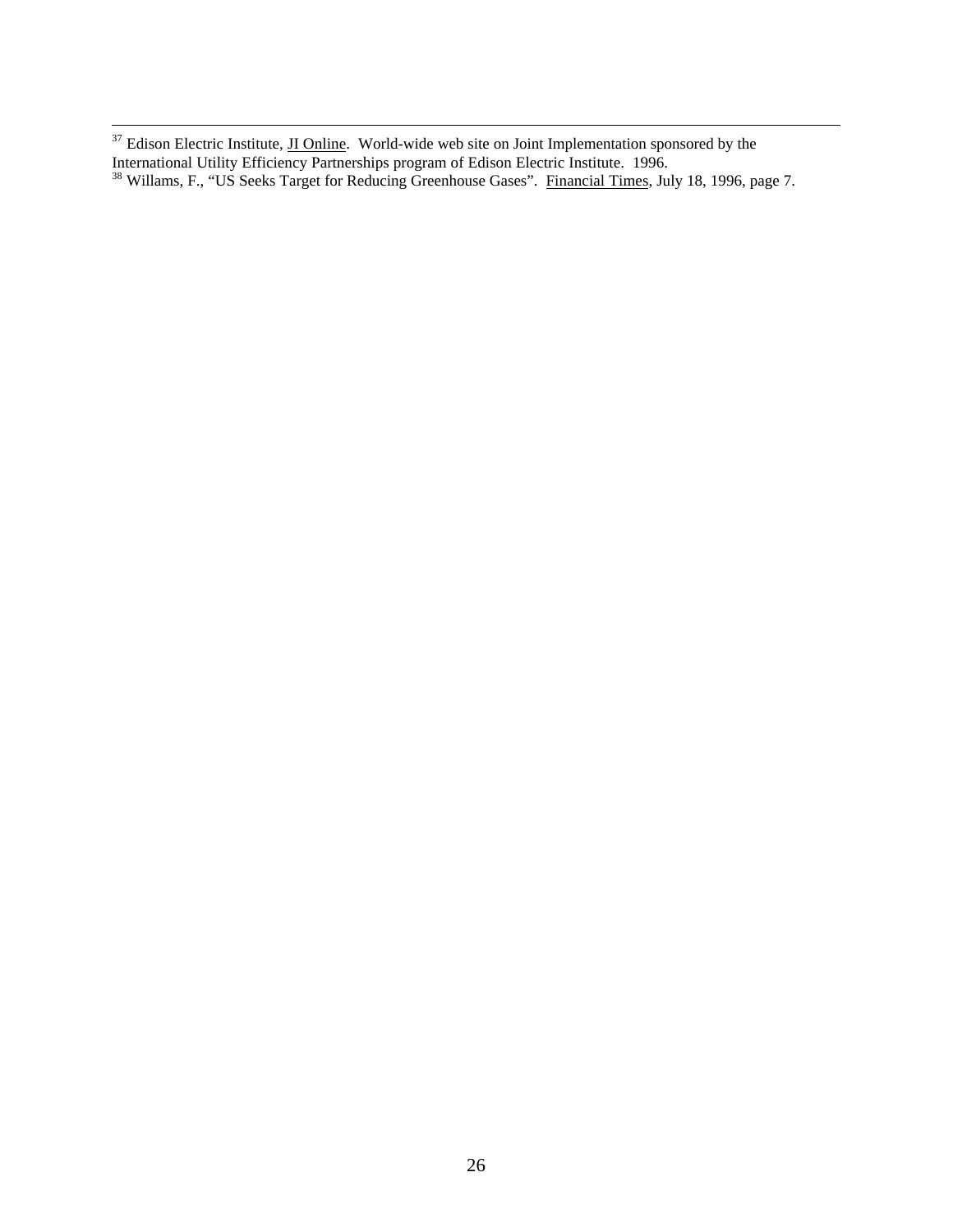[37] Edison Electric Institute, JI Online. World-wide web site on Joint Implementation sponsored by the International Utility Efficiency Partnerships program of Edison Electric Institute. 1996.

[38] Willams, F., "US Seeks Target for Reducing Greenhouse Gases". Financial Times, July 18, 1996, page 7.